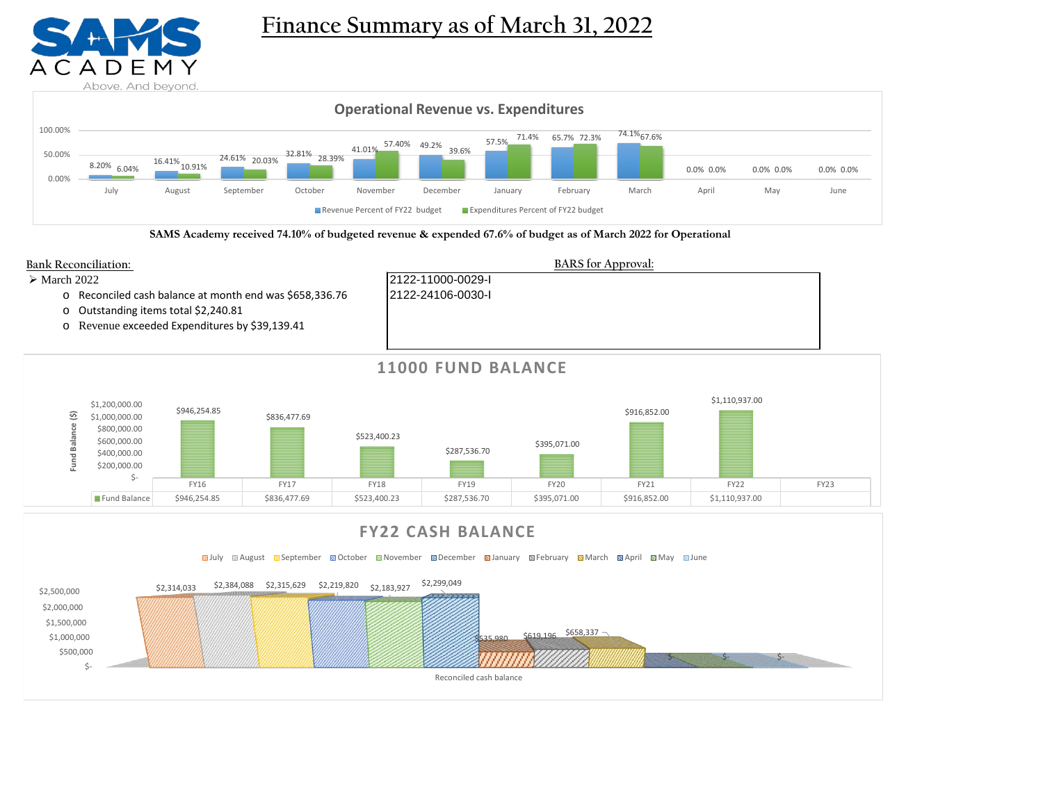SAMS ACADEMY

Above. And beyond.

# Finance Summary as of March 31, 2022

## Operational Revenue vs. Expenditures

| Month | Revenue Percent of FY22 budget | Expenditures Percent of FY22 budget |
|---|---|---|
| July | 8.20% | 6.04% |
| August | 16.41% | 10.91% |
| September | 24.61% | 20.03% |
| October | 32.81% | 28.39% |
| November | 41.01% | 57.40% |
| December | 49.2% | 39.6% |
| January | 57.5% | 71.4% |
| February | 65.7% | 72.3% |
| March | 74.1% | 67.6% |
| April | 0.0% | 0.0% |
| May | 0.0% | 0.0% |
| June | 0.0% | 0.0% |

**SAMS Academy received 74.10% of budgeted revenue & expended 67.6% of budget as of March 2022 for Operational**

Bank Reconciliation:

- March 2022
  - Reconciled cash balance at month end was $658,336.76
  - Outstanding items total $2,240.81
  - Revenue exceeded Expenditures by $39,139.41

BARS for Approval:

2122-11000-0029-I
2122-24106-0030-I

## 11000 FUND BALANCE

| | FY16 | FY17 | FY18 | FY19 | FY20 | FY21 | FY22 | FY23 |
|---|---|---|---|---|---|---|---|---|
| Fund Balance | $946,254.85 | $836,477.69 | $523,400.23 | $287,536.70 | $395,071.00 | $916,852.00 | $1,110,937.00 | |

## FY22 CASH BALANCE

Reconciled cash balance

| July | August | September | October | November | December | January | February | March | April | May | June |
|---|---|---|---|---|---|---|---|---|---|---|---|
| $2,314,033 | $2,384,088 | $2,315,629 | $2,219,820 | $2,183,927 | $2,299,049 | $535,980 | $619,196 | $658,337 | $- | $- | $- |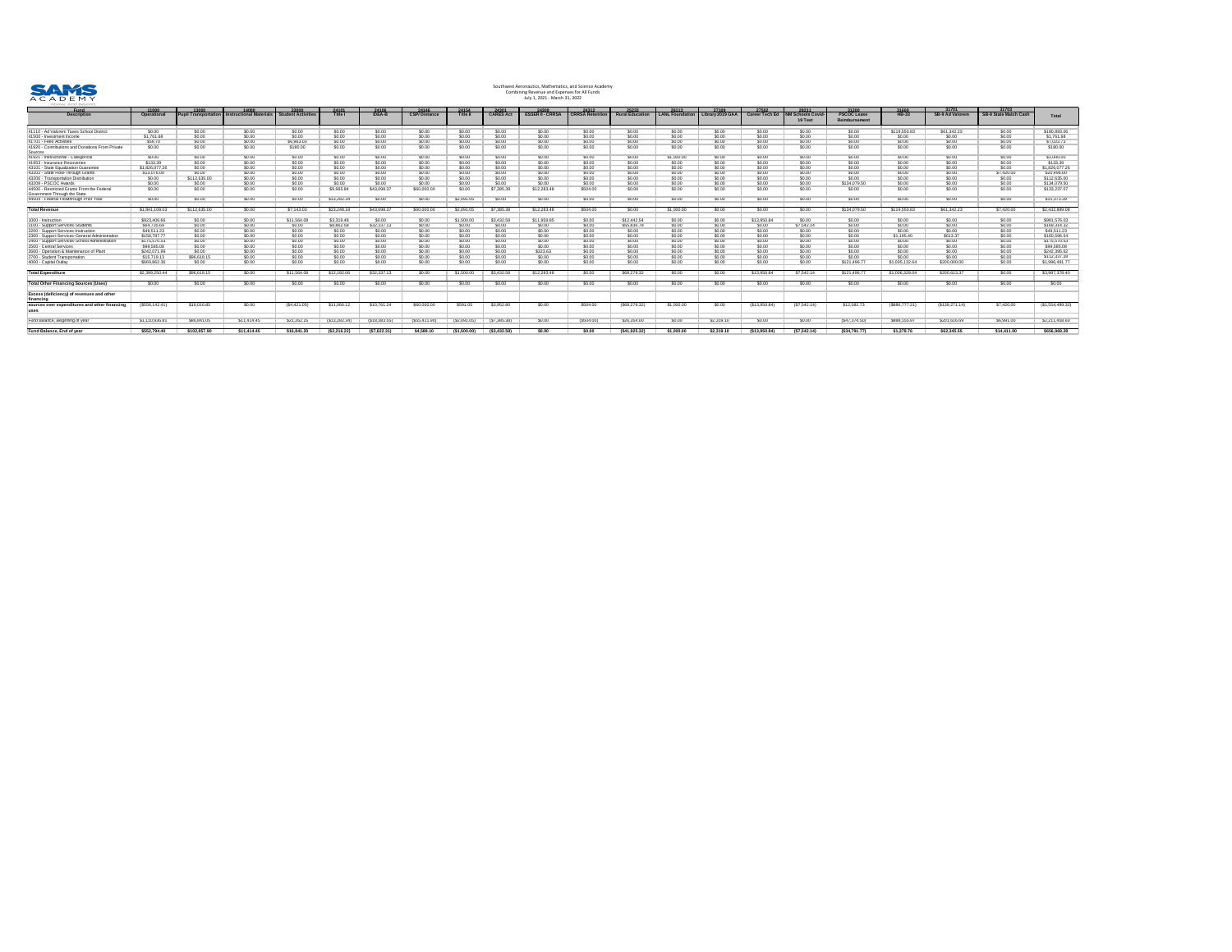Southwest Aeronautics, Mathematics, and Science Academy
Combining Revenue and Expenses for All Funds
July 1, 2021 - March 31, 2022

| Fund / Description | 11000 Operational | 13000 Pupil Transportation | 14000 Instructional Materials | 23000 Student Activities | 24101 Title I | 24106 IDEA-B | 24146 CSPI Distance | 24154 Title II | 24301 CARES Act | 24308 ESSER II - CRRSA | 24313 CRRSA Retention | 25233 Rural Education | 26113 LANL Foundation | 27109 Library 2019 GAA | 27502 Career Tech Ed | 28211 NM Schools Covid-19 Test | 31200 PSCOC Lease Reimbursement | 31600 HB-33 | 31701 SB-9 Ad Valorem | 31703 SB-9 State Match Cash | Total |
|---|---|---|---|---|---|---|---|---|---|---|---|---|---|---|---|---|---|---|---|---|---|
| 41110 - Ad Valorem Taxes School District | $0.00 | $0.00 | $0.00 | $0.00 | $0.00 | $0.00 | $0.00 | $0.00 | $0.00 | $0.00 | $0.00 | $0.00 | $0.00 | $0.00 | $0.00 | $0.00 | $0.00 | $119,550.83 | $61,342.23 | $0.00 | $180,893.06 |
| 41500 - Investment Income | $1,761.68 | $0.00 | $0.00 | $0.00 | $0.00 | $0.00 | $0.00 | $0.00 | $0.00 | $0.00 | $0.00 | $0.00 | $0.00 | $0.00 | $0.00 | $0.00 | $0.00 | $0.00 | $0.00 | $0.00 | $1,761.68 |
| 41701 - Fees Activities | $59.70 | $0.00 | $0.00 | $6,963.03 | $0.00 | $0.00 | $0.00 | $0.00 | $0.00 | $0.00 | $0.00 | $0.00 | $0.00 | $0.00 | $0.00 | $0.00 | $0.00 | $0.00 | $0.00 | $0.00 | $7,022.73 |
| 41920 - Contributions and Donations From Private Sources | $0.00 | $0.00 | $0.00 | $180.00 | $0.00 | $0.00 | $0.00 | $0.00 | $0.00 | $0.00 | $0.00 | $0.00 | $0.00 | $0.00 | $0.00 | $0.00 | $0.00 | $0.00 | $0.00 | $0.00 | $180.00 |
| 43101 - Instructional - Categorical | $0.00 | $0.00 | $0.00 | $0.00 | $0.00 | $0.00 | $0.00 | $0.00 | $0.00 | $0.00 | $0.00 | $0.00 | $1,000.00 | $0.00 | $0.00 | $0.00 | $0.00 | $0.00 | $0.00 | $0.00 | $1,000.00 |
| 41953 - Insurance Recoveries | $133.39 | $0.00 | $0.00 | $0.00 | $0.00 | $0.00 | $0.00 | $0.00 | $0.00 | $0.00 | $0.00 | $0.00 | $0.00 | $0.00 | $0.00 | $0.00 | $0.00 | $0.00 | $0.00 | $0.00 | $133.39 |
| 43101 - State Equalization Guarantee | $1,826,077.26 | $0.00 | $0.00 | $0.00 | $0.00 | $0.00 | $0.00 | $0.00 | $0.00 | $0.00 | $0.00 | $0.00 | $0.00 | $0.00 | $0.00 | $0.00 | $0.00 | $0.00 | $0.00 | $0.00 | $1,826,077.26 |
| 43202 - State Flow-Through Grants | $13,076.00 | $0.00 | $0.00 | $0.00 | $0.00 | $0.00 | $0.00 | $0.00 | $0.00 | $0.00 | $0.00 | $0.00 | $0.00 | $0.00 | $0.00 | $0.00 | $0.00 | $0.00 | $0.00 | $7,420.00 | $20,496.00 |
| 43206 - Transportation Distribution | $0.00 | $112,635.00 | $0.00 | $0.00 | $0.00 | $0.00 | $0.00 | $0.00 | $0.00 | $0.00 | $0.00 | $0.00 | $0.00 | $0.00 | $0.00 | $0.00 | $0.00 | $0.00 | $0.00 | $0.00 | $112,635.00 |
| 43209 - PSCOC Awards | $0.00 | $0.00 | $0.00 | $0.00 | $0.00 | $0.00 | $0.00 | $0.00 | $0.00 | $0.00 | $0.00 | $0.00 | $0.00 | $0.00 | $0.00 | $0.00 | $134,079.50 | $0.00 | $0.00 | $0.00 | $134,079.50 |
| 44500 - Restricted Grants From the Federal Government Through the State | $0.00 | $0.00 | $0.00 | $0.00 | $9,965.84 | $43,098.37 | $60,000.00 | $0.00 | $7,385.38 | $12,283.48 | $504.00 | $0.00 | $0.00 | $0.00 | $0.00 | $0.00 | $0.00 | $0.00 | $0.00 | $0.00 | $133,237.07 |
| 45504 - Federal Flowthrough Prior Year | $0.00 | $0.00 | $0.00 | $0.00 | $13,282.34 | $0.00 | $0.00 | $2,091.05 | $0.00 | $0.00 | $0.00 | $0.00 | $0.00 | $0.00 | $0.00 | $0.00 | $0.00 | $0.00 | $0.00 | $0.00 | $15,373.39 |
| **Total Revenue** | $1,841,108.03 | $112,635.00 | $0.00 | $7,143.03 | $23,248.18 | $43,098.37 | $60,000.00 | $2,091.05 | $7,385.38 | $12,283.48 | $504.00 | $0.00 | $1,000.00 | $0.00 | $0.00 | $0.00 | $134,079.50 | $119,550.83 | $61,342.23 | $7,420.00 | $2,432,889.08 |
| 1000 - Instruction | $923,409.66 | $0.00 | $0.00 | $11,564.88 | $3,319.48 | $0.00 | $0.00 | $1,500.00 | $3,432.58 | $11,959.85 | $0.00 | $12,442.54 | $0.00 | $0.00 | $13,950.84 | $0.00 | $0.00 | $0.00 | $0.00 | $0.00 | $981,579.83 |
| 2100 - Support Services-Students | $94,735.69 | $0.00 | $0.00 | $0.00 | $8,862.58 | $32,337.13 | $0.00 | $0.00 | $0.00 | $0.00 | $0.00 | $55,836.78 | $0.00 | $0.00 | $0.00 | $7,542.14 | $0.00 | $0.00 | $0.00 | $0.00 | $199,314.32 |
| 2200 - Support Services-Instruction | $49,511.23 | $0.00 | $0.00 | $0.00 | $0.00 | $0.00 | $0.00 | $0.00 | $0.00 | $0.00 | $0.00 | $0.00 | $0.00 | $0.00 | $0.00 | $0.00 | $0.00 | $0.00 | $0.00 | $0.00 | $49,511.23 |
| 2300 - Support Services-General Administration | $158,787.77 | $0.00 | $0.00 | $0.00 | $0.00 | $0.00 | $0.00 | $0.00 | $0.00 | $0.00 | $0.00 | $0.00 | $0.00 | $0.00 | $0.00 | $0.00 | $0.00 | $1,195.40 | $613.37 | $0.00 | $160,596.54 |
| 2400 - Support Services-School Administration | $175,570.54 | $0.00 | $0.00 | $0.00 | $0.00 | $0.00 | $0.00 | $0.00 | $0.00 | $0.00 | $0.00 | $0.00 | $0.00 | $0.00 | $0.00 | $0.00 | $0.00 | $0.00 | $0.00 | $0.00 | $175,570.54 |
| 2500 - Central Services | $99,585.08 | $0.00 | $0.00 | $0.00 | $0.00 | $0.00 | $0.00 | $0.00 | $0.00 | $0.00 | $0.00 | $0.00 | $0.00 | $0.00 | $0.00 | $0.00 | $0.00 | $0.00 | $0.00 | $0.00 | $99,585.08 |
| 2600 - Operation & Maintenance of Plant | $242,071.99 | $0.00 | $0.00 | $0.00 | $0.00 | $0.00 | $0.00 | $0.00 | $0.00 | $323.63 | $0.00 | $0.00 | $0.00 | $0.00 | $0.00 | $0.00 | $0.00 | $0.00 | $0.00 | $0.00 | $242,395.62 |
| 2700 - Student Transportation | $15,719.13 | $96,618.15 | $0.00 | $0.00 | $0.00 | $0.00 | $0.00 | $0.00 | $0.00 | $0.00 | $0.00 | $0.00 | $0.00 | $0.00 | $0.00 | $0.00 | $0.00 | $0.00 | $0.00 | $0.00 | $112,337.28 |
| 4000 - Capital Outlay | $669,862.36 | $0.00 | $0.00 | $0.00 | $0.00 | $0.00 | $0.00 | $0.00 | $0.00 | $0.00 | $0.00 | $0.00 | $0.00 | $0.00 | $0.00 | $0.00 | $121,496.77 | $1,005,132.64 | $200,000.00 | $0.00 | $1,996,491.77 |
| **Total Expenditure** | $2,399,250.44 | $96,618.15 | $0.00 | $11,564.88 | $12,182.06 | $32,337.13 | $0.00 | $1,500.00 | $3,432.58 | $12,283.48 | $0.00 | $68,279.32 | $0.00 | $0.00 | $13,950.84 | $7,542.14 | $121,496.77 | $1,006,328.04 | $200,613.37 | $0.00 | $3,987,378.40 |
| **Total Other Financing Sources (Uses)** | $0.00 | $0.00 | $0.00 | $0.00 | $0.00 | $0.00 | $0.00 | $0.00 | $0.00 | $0.00 | $0.00 | $0.00 | $0.00 | $0.00 | $0.00 | $0.00 | $0.00 | $0.00 | $0.00 | $0.00 | $0.00 |
| **Excess (deficiency) of revenues and other financing** | | | | | | | | | | | | | | | | | | | | | |
| **sources over expenditures and other financing uses** | ($558,142.41) | $16,016.85 | $0.00 | ($4,421.85) | $11,066.12 | $10,761.24 | $60,000.00 | $591.05 | $3,952.80 | $0.00 | $504.00 | ($68,279.32) | $1,000.00 | $0.00 | ($13,950.84) | ($7,542.14) | $12,582.73 | ($886,777.21) | ($139,271.14) | $7,420.00 | ($1,554,489.32) |
| Fund balance, beginning of year | $1,110,936.81 | $86,841.05 | $11,414.45 | $21,262.25 | ($13,282.34) | ($18,383.55) | ($55,411.90) | ($2,091.05) | ($7,385.38) | $0.00 | ($504.00) | $26,354.00 | $0.00 | $2,319.10 | $0.00 | $0.00 | ($47,374.50) | $888,155.97 | $201,616.69 | $6,991.00 | $2,211,458.60 |
| **Fund Balance, End of year** | $552,794.40 | $102,857.90 | $11,414.45 | $16,841.20 | ($2,216.22) | ($7,622.31) | $4,588.10 | ($1,500.00) | ($3,432.58) | $0.00 | $0.00 | ($41,925.32) | $1,000.00 | $2,319.10 | ($13,950.84) | ($7,542.14) | ($34,791.77) | $1,378.76 | $62,345.55 | $14,411.00 | $656,969.28 |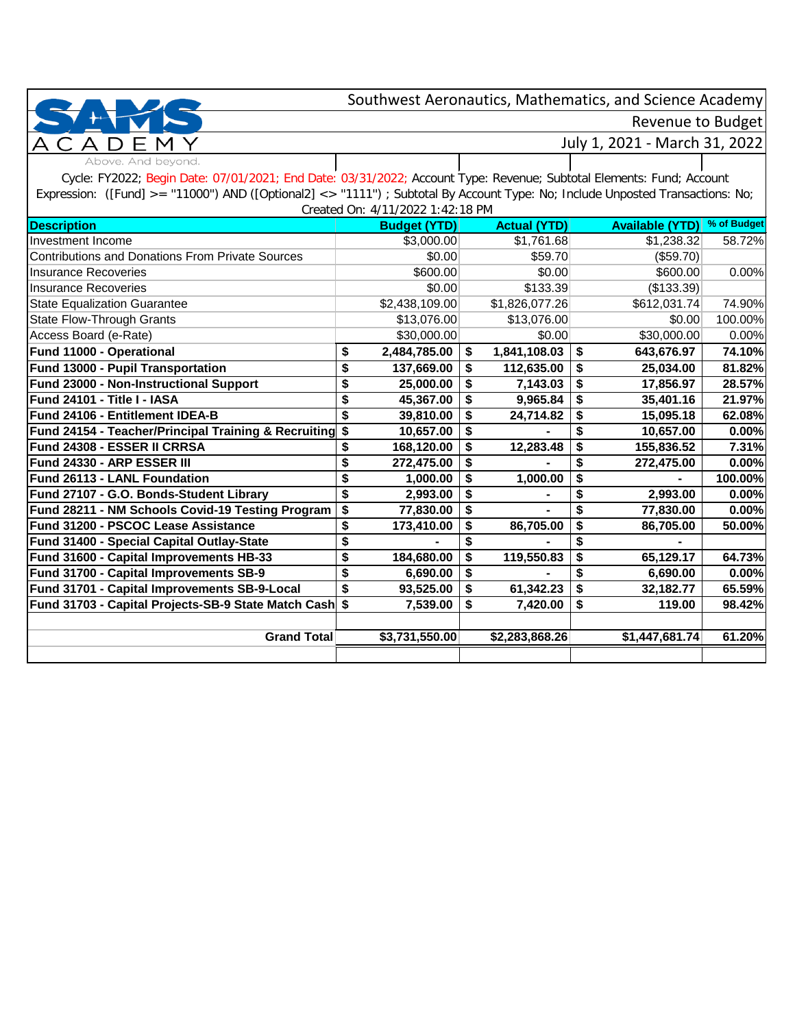Southwest Aeronautics, Mathematics, and Science Academy

Revenue to Budget

July 1, 2021 - March 31, 2022

SAMS ACADEMY — Above. And beyond.

Cycle: FY2022; Begin Date: 07/01/2021; End Date: 03/31/2022; Account Type: Revenue; Subtotal Elements: Fund; Account Expression: ([Fund] >= "11000") AND ([Optional2] <> "1111") ; Subtotal By Account Type: No; Include Unposted Transactions: No;

Created On: 4/11/2022 1:42:18 PM

| Description | Budget (YTD) | Actual (YTD) | Available (YTD) | % of Budget |
|---|---|---|---|---|
| Investment Income | $3,000.00 | $1,761.68 | $1,238.32 | 58.72% |
| Contributions and Donations From Private Sources | $0.00 | $59.70 | ($59.70) | |
| Insurance Recoveries | $600.00 | $0.00 | $600.00 | 0.00% |
| Insurance Recoveries | $0.00 | $133.39 | ($133.39) | |
| State Equalization Guarantee | $2,438,109.00 | $1,826,077.26 | $612,031.74 | 74.90% |
| State Flow-Through Grants | $13,076.00 | $13,076.00 | $0.00 | 100.00% |
| Access Board (e-Rate) | $30,000.00 | $0.00 | $30,000.00 | 0.00% |
| **Fund 11000 - Operational** | **$ 2,484,785.00** | **$ 1,841,108.03** | **$ 643,676.97** | **74.10%** |
| **Fund 13000 - Pupil Transportation** | **$ 137,669.00** | **$ 112,635.00** | **$ 25,034.00** | **81.82%** |
| **Fund 23000 - Non-Instructional Support** | **$ 25,000.00** | **$ 7,143.03** | **$ 17,856.97** | **28.57%** |
| **Fund 24101 - Title I - IASA** | **$ 45,367.00** | **$ 9,965.84** | **$ 35,401.16** | **21.97%** |
| **Fund 24106 - Entitlement IDEA-B** | **$ 39,810.00** | **$ 24,714.82** | **$ 15,095.18** | **62.08%** |
| **Fund 24154 - Teacher/Principal Training & Recruiting** | **$ 10,657.00** | **$ -** | **$ 10,657.00** | **0.00%** |
| **Fund 24308 - ESSER II CRRSA** | **$ 168,120.00** | **$ 12,283.48** | **$ 155,836.52** | **7.31%** |
| **Fund 24330 - ARP ESSER III** | **$ 272,475.00** | **$ -** | **$ 272,475.00** | **0.00%** |
| **Fund 26113 - LANL Foundation** | **$ 1,000.00** | **$ 1,000.00** | **$ -** | **100.00%** |
| **Fund 27107 - G.O. Bonds-Student Library** | **$ 2,993.00** | **$ -** | **$ 2,993.00** | **0.00%** |
| **Fund 28211 - NM Schools Covid-19 Testing Program** | **$ 77,830.00** | **$ -** | **$ 77,830.00** | **0.00%** |
| **Fund 31200 - PSCOC Lease Assistance** | **$ 173,410.00** | **$ 86,705.00** | **$ 86,705.00** | **50.00%** |
| **Fund 31400 - Special Capital Outlay-State** | **$ -** | **$ -** | **$ -** | |
| **Fund 31600 - Capital Improvements HB-33** | **$ 184,680.00** | **$ 119,550.83** | **$ 65,129.17** | **64.73%** |
| **Fund 31700 - Capital Improvements SB-9** | **$ 6,690.00** | **$ -** | **$ 6,690.00** | **0.00%** |
| **Fund 31701 - Capital Improvements SB-9-Local** | **$ 93,525.00** | **$ 61,342.23** | **$ 32,182.77** | **65.59%** |
| **Fund 31703 - Capital Projects-SB-9 State Match Cash** | **$ 7,539.00** | **$ 7,420.00** | **$ 119.00** | **98.42%** |
| | | | | |
| **Grand Total** | **$3,731,550.00** | **$2,283,868.26** | **$1,447,681.74** | **61.20%** |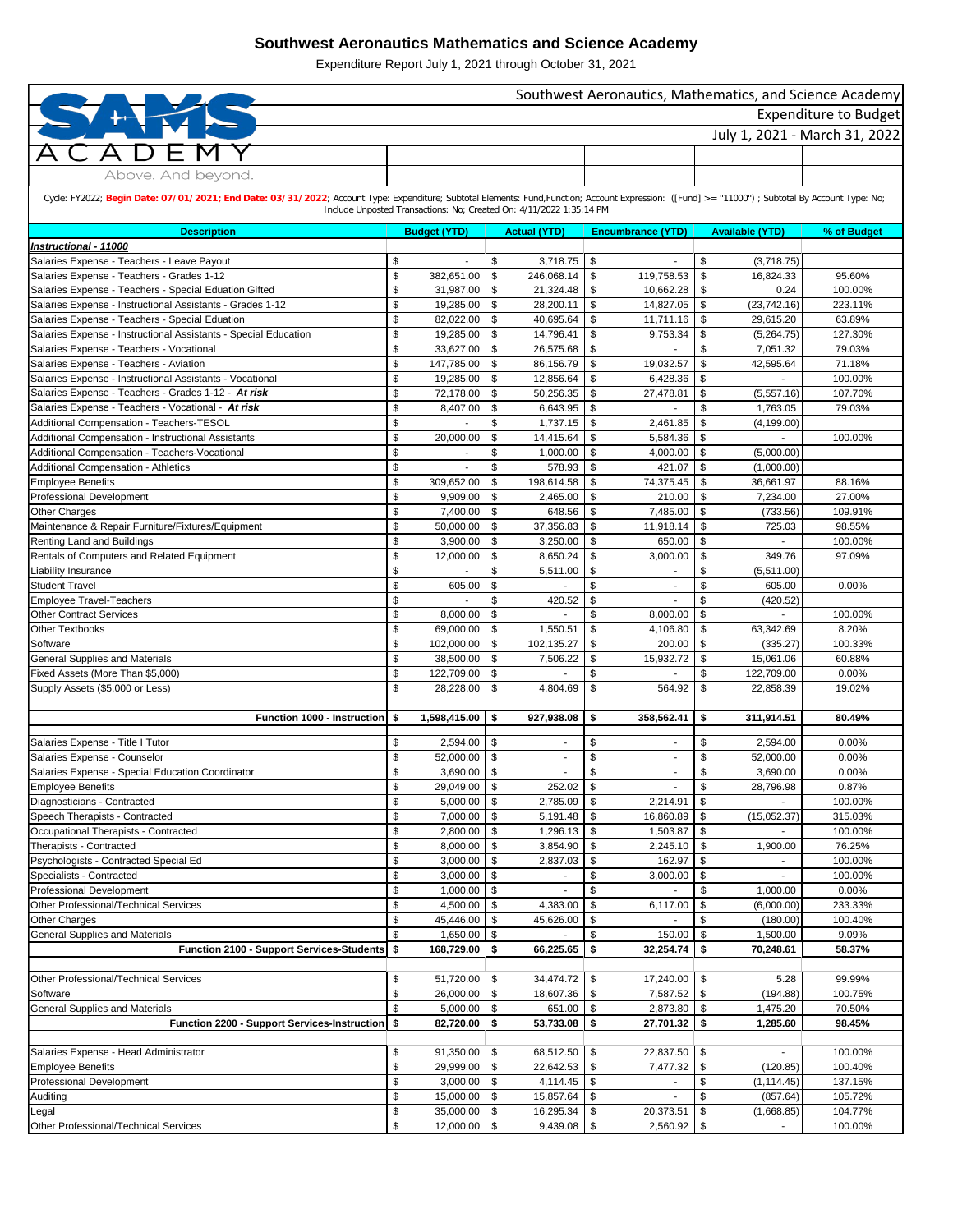# Southwest Aeronautics Mathematics and Science Academy

Expenditure Report July 1, 2021 through October 31, 2021

Southwest Aeronautics, Mathematics, and Science Academy

Expenditure to Budget

July 1, 2021 - March 31, 2022

SAMS ACADEMY

Above. And beyond.

Cycle: FY2022; **Begin Date: 07/01/2021; End Date: 03/31/2022**; Account Type: Expenditure; Subtotal Elements: Fund,Function; Account Expression: ([Fund] >= "11000") ; Subtotal By Account Type: No; Include Unposted Transactions: No; Created On: 4/11/2022 1:35:14 PM

| Description | Budget (YTD) | Actual (YTD) | Encumbrance (YTD) | Available (YTD) | % of Budget |
|---|---|---|---|---|---|
| ***Instructional - 11000*** | | | | | |
| Salaries Expense - Teachers - Leave Payout | $ - | $ 3,718.75 | $ - | $ (3,718.75) | |
| Salaries Expense - Teachers - Grades 1-12 | $ 382,651.00 | $ 246,068.14 | $ 119,758.53 | $ 16,824.33 | 95.60% |
| Salaries Expense - Teachers - Special Eduation Gifted | $ 31,987.00 | $ 21,324.48 | $ 10,662.28 | $ 0.24 | 100.00% |
| Salaries Expense - Instructional Assistants - Grades 1-12 | $ 19,285.00 | $ 28,200.11 | $ 14,827.05 | $ (23,742.16) | 223.11% |
| Salaries Expense - Teachers - Special Eduation | $ 82,022.00 | $ 40,695.64 | $ 11,711.16 | $ 29,615.20 | 63.89% |
| Salaries Expense - Instructional Assistants - Special Education | $ 19,285.00 | $ 14,796.41 | $ 9,753.34 | $ (5,264.75) | 127.30% |
| Salaries Expense - Teachers - Vocational | $ 33,627.00 | $ 26,575.68 | $ - | $ 7,051.32 | 79.03% |
| Salaries Expense - Teachers - Aviation | $ 147,785.00 | $ 86,156.79 | $ 19,032.57 | $ 42,595.64 | 71.18% |
| Salaries Expense - Instructional Assistants - Vocational | $ 19,285.00 | $ 12,856.64 | $ 6,428.36 | $ - | 100.00% |
| Salaries Expense - Teachers - Grades 1-12 - ***At risk*** | $ 72,178.00 | $ 50,256.35 | $ 27,478.81 | $ (5,557.16) | 107.70% |
| Salaries Expense - Teachers - Vocational - ***At risk*** | $ 8,407.00 | $ 6,643.95 | $ - | $ 1,763.05 | 79.03% |
| Additional Compensation - Teachers-TESOL | $ - | $ 1,737.15 | $ 2,461.85 | $ (4,199.00) | |
| Additional Compensation - Instructional Assistants | $ 20,000.00 | $ 14,415.64 | $ 5,584.36 | $ - | 100.00% |
| Additional Compensation - Teachers-Vocational | $ - | $ 1,000.00 | $ 4,000.00 | $ (5,000.00) | |
| Additional Compensation - Athletics | $ - | $ 578.93 | $ 421.07 | $ (1,000.00) | |
| Employee Benefits | $ 309,652.00 | $ 198,614.58 | $ 74,375.45 | $ 36,661.97 | 88.16% |
| Professional Development | $ 9,909.00 | $ 2,465.00 | $ 210.00 | $ 7,234.00 | 27.00% |
| Other Charges | $ 7,400.00 | $ 648.56 | $ 7,485.00 | $ (733.56) | 109.91% |
| Maintenance & Repair Furniture/Fixtures/Equipment | $ 50,000.00 | $ 37,356.83 | $ 11,918.14 | $ 725.03 | 98.55% |
| Renting Land and Buildings | $ 3,900.00 | $ 3,250.00 | $ 650.00 | $ - | 100.00% |
| Rentals of Computers and Related Equipment | $ 12,000.00 | $ 8,650.24 | $ 3,000.00 | $ 349.76 | 97.09% |
| Liability Insurance | $ - | $ 5,511.00 | $ - | $ (5,511.00) | |
| Student Travel | $ 605.00 | $ - | $ - | $ 605.00 | 0.00% |
| Employee Travel-Teachers | $ - | $ 420.52 | $ - | $ (420.52) | |
| Other Contract Services | $ 8,000.00 | $ - | $ 8,000.00 | $ - | 100.00% |
| Other Textbooks | $ 69,000.00 | $ 1,550.51 | $ 4,106.80 | $ 63,342.69 | 8.20% |
| Software | $ 102,000.00 | $ 102,135.27 | $ 200.00 | $ (335.27) | 100.33% |
| General Supplies and Materials | $ 38,500.00 | $ 7,506.22 | $ 15,932.72 | $ 15,061.06 | 60.88% |
| Fixed Assets (More Than $5,000) | $ 122,709.00 | $ - | $ - | $ 122,709.00 | 0.00% |
| Supply Assets ($5,000 or Less) | $ 28,228.00 | $ 4,804.69 | $ 564.92 | $ 22,858.39 | 19.02% |
| **Function 1000 - Instruction** | **$ 1,598,415.00** | **$ 927,938.08** | **$ 358,562.41** | **$ 311,914.51** | **80.49%** |
| Salaries Expense - Title I Tutor | $ 2,594.00 | $ - | $ - | $ 2,594.00 | 0.00% |
| Salaries Expense - Counselor | $ 52,000.00 | $ - | $ - | $ 52,000.00 | 0.00% |
| Salaries Expense - Special Education Coordinator | $ 3,690.00 | $ - | $ - | $ 3,690.00 | 0.00% |
| Employee Benefits | $ 29,049.00 | $ 252.02 | $ - | $ 28,796.98 | 0.87% |
| Diagnosticians - Contracted | $ 5,000.00 | $ 2,785.09 | $ 2,214.91 | $ - | 100.00% |
| Speech Therapists - Contracted | $ 7,000.00 | $ 5,191.48 | $ 16,860.89 | $ (15,052.37) | 315.03% |
| Occupational Therapists - Contracted | $ 2,800.00 | $ 1,296.13 | $ 1,503.87 | $ - | 100.00% |
| Therapists - Contracted | $ 8,000.00 | $ 3,854.90 | $ 2,245.10 | $ 1,900.00 | 76.25% |
| Psychologists - Contracted Special Ed | $ 3,000.00 | $ 2,837.03 | $ 162.97 | $ - | 100.00% |
| Specialists - Contracted | $ 3,000.00 | $ - | $ 3,000.00 | $ - | 100.00% |
| Professional Development | $ 1,000.00 | $ - | $ - | $ 1,000.00 | 0.00% |
| Other Professional/Technical Services | $ 4,500.00 | $ 4,383.00 | $ 6,117.00 | $ (6,000.00) | 233.33% |
| Other Charges | $ 45,446.00 | $ 45,626.00 | $ - | $ (180.00) | 100.40% |
| General Supplies and Materials | $ 1,650.00 | $ - | $ 150.00 | $ 1,500.00 | 9.09% |
| **Function 2100 - Support Services-Students** | **$ 168,729.00** | **$ 66,225.65** | **$ 32,254.74** | **$ 70,248.61** | **58.37%** |
| Other Professional/Technical Services | $ 51,720.00 | $ 34,474.72 | $ 17,240.00 | $ 5.28 | 99.99% |
| Software | $ 26,000.00 | $ 18,607.36 | $ 7,587.52 | $ (194.88) | 100.75% |
| General Supplies and Materials | $ 5,000.00 | $ 651.00 | $ 2,873.80 | $ 1,475.20 | 70.50% |
| **Function 2200 - Support Services-Instruction** | **$ 82,720.00** | **$ 53,733.08** | **$ 27,701.32** | **$ 1,285.60** | **98.45%** |
| Salaries Expense - Head Administrator | $ 91,350.00 | $ 68,512.50 | $ 22,837.50 | $ - | 100.00% |
| Employee Benefits | $ 29,999.00 | $ 22,642.53 | $ 7,477.32 | $ (120.85) | 100.40% |
| Professional Development | $ 3,000.00 | $ 4,114.45 | $ - | $ (1,114.45) | 137.15% |
| Auditing | $ 15,000.00 | $ 15,857.64 | $ - | $ (857.64) | 105.72% |
| Legal | $ 35,000.00 | $ 16,295.34 | $ 20,373.51 | $ (1,668.85) | 104.77% |
| Other Professional/Technical Services | $ 12,000.00 | $ 9,439.08 | $ 2,560.92 | $ - | 100.00% |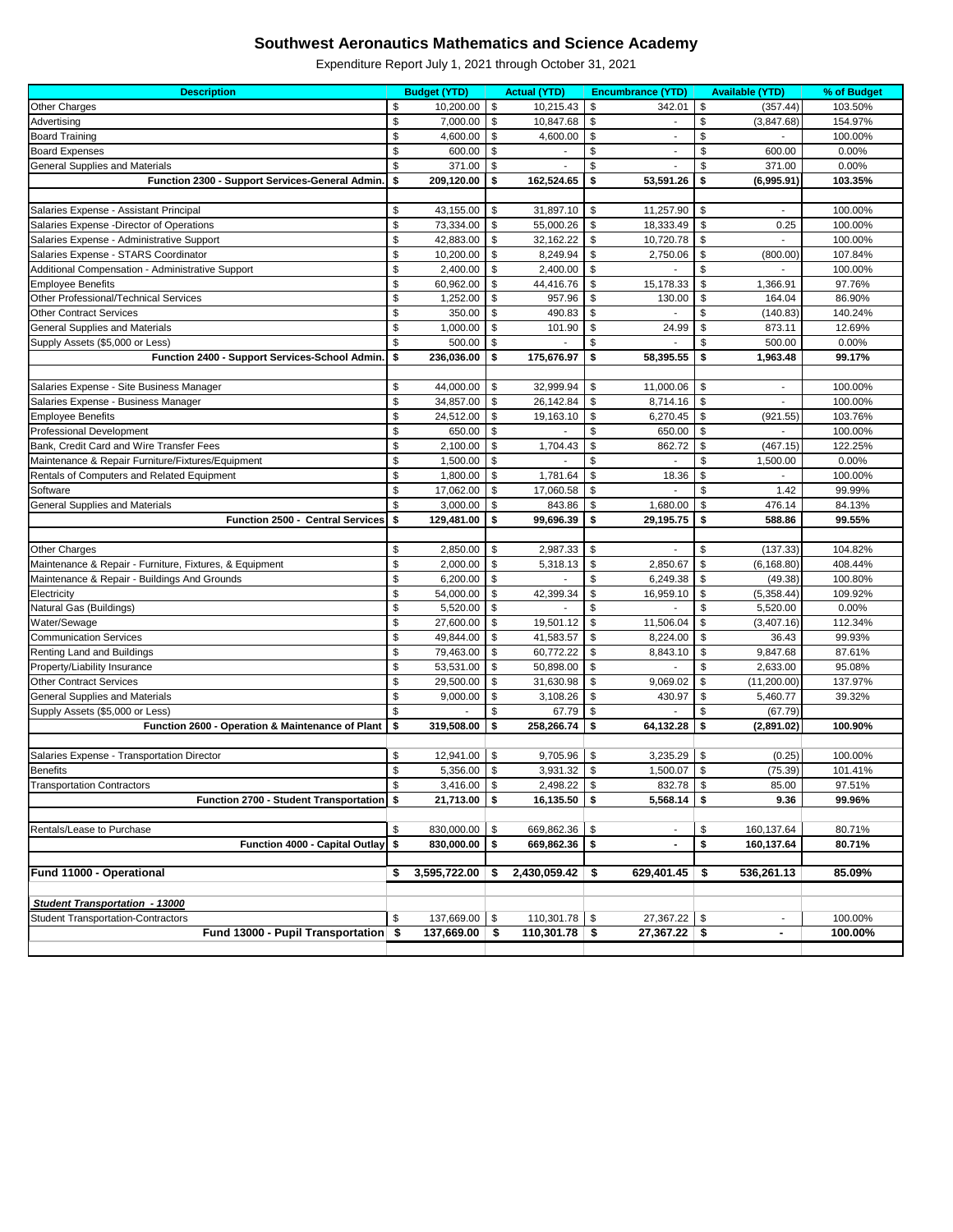# Southwest Aeronautics Mathematics and Science Academy

Expenditure Report July 1, 2021 through October 31, 2021

| Description | Budget (YTD) | Actual (YTD) | Encumbrance (YTD) | Available (YTD) | % of Budget |
|---|---|---|---|---|---|
| Other Charges | $ 10,200.00 | $ 10,215.43 | $ 342.01 | $ (357.44) | 103.50% |
| Advertising | $ 7,000.00 | $ 10,847.68 | $ - | $ (3,847.68) | 154.97% |
| Board Training | $ 4,600.00 | $ 4,600.00 | $ - | $ - | 100.00% |
| Board Expenses | $ 600.00 | $ - | $ - | $ 600.00 | 0.00% |
| General Supplies and Materials | $ 371.00 | $ - | $ - | $ 371.00 | 0.00% |
| **Function 2300 - Support Services-General Admin.** | **$ 209,120.00** | **$ 162,524.65** | **$ 53,591.26** | **$ (6,995.91)** | **103.35%** |
| | | | | | |
| Salaries Expense - Assistant Principal | $ 43,155.00 | $ 31,897.10 | $ 11,257.90 | $ - | 100.00% |
| Salaries Expense -Director of Operations | $ 73,334.00 | $ 55,000.26 | $ 18,333.49 | $ 0.25 | 100.00% |
| Salaries Expense - Administrative Support | $ 42,883.00 | $ 32,162.22 | $ 10,720.78 | $ - | 100.00% |
| Salaries Expense - STARS Coordinator | $ 10,200.00 | $ 8,249.94 | $ 2,750.06 | $ (800.00) | 107.84% |
| Additional Compensation - Administrative Support | $ 2,400.00 | $ 2,400.00 | $ - | $ - | 100.00% |
| Employee Benefits | $ 60,962.00 | $ 44,416.76 | $ 15,178.33 | $ 1,366.91 | 97.76% |
| Other Professional/Technical Services | $ 1,252.00 | $ 957.96 | $ 130.00 | $ 164.04 | 86.90% |
| Other Contract Services | $ 350.00 | $ 490.83 | $ - | $ (140.83) | 140.24% |
| General Supplies and Materials | $ 1,000.00 | $ 101.90 | $ 24.99 | $ 873.11 | 12.69% |
| Supply Assets ($5,000 or Less) | $ 500.00 | $ - | $ - | $ 500.00 | 0.00% |
| **Function 2400 - Support Services-School Admin.** | **$ 236,036.00** | **$ 175,676.97** | **$ 58,395.55** | **$ 1,963.48** | **99.17%** |
| | | | | | |
| Salaries Expense - Site Business Manager | $ 44,000.00 | $ 32,999.94 | $ 11,000.06 | $ - | 100.00% |
| Salaries Expense - Business Manager | $ 34,857.00 | $ 26,142.84 | $ 8,714.16 | $ - | 100.00% |
| Employee Benefits | $ 24,512.00 | $ 19,163.10 | $ 6,270.45 | $ (921.55) | 103.76% |
| Professional Development | $ 650.00 | $ - | $ 650.00 | $ - | 100.00% |
| Bank, Credit Card and Wire Transfer Fees | $ 2,100.00 | $ 1,704.43 | $ 862.72 | $ (467.15) | 122.25% |
| Maintenance & Repair Furniture/Fixtures/Equipment | $ 1,500.00 | $ - | $ - | $ 1,500.00 | 0.00% |
| Rentals of Computers and Related Equipment | $ 1,800.00 | $ 1,781.64 | $ 18.36 | $ - | 100.00% |
| Software | $ 17,062.00 | $ 17,060.58 | $ - | $ 1.42 | 99.99% |
| General Supplies and Materials | $ 3,000.00 | $ 843.86 | $ 1,680.00 | $ 476.14 | 84.13% |
| **Function 2500 - Central Services** | **$ 129,481.00** | **$ 99,696.39** | **$ 29,195.75** | **$ 588.86** | **99.55%** |
| | | | | | |
| Other Charges | $ 2,850.00 | $ 2,987.33 | $ - | $ (137.33) | 104.82% |
| Maintenance & Repair - Furniture, Fixtures, & Equipment | $ 2,000.00 | $ 5,318.13 | $ 2,850.67 | $ (6,168.80) | 408.44% |
| Maintenance & Repair - Buildings And Grounds | $ 6,200.00 | $ - | $ 6,249.38 | $ (49.38) | 100.80% |
| Electricity | $ 54,000.00 | $ 42,399.34 | $ 16,959.10 | $ (5,358.44) | 109.92% |
| Natural Gas (Buildings) | $ 5,520.00 | $ - | $ - | $ 5,520.00 | 0.00% |
| Water/Sewage | $ 27,600.00 | $ 19,501.12 | $ 11,506.04 | $ (3,407.16) | 112.34% |
| Communication Services | $ 49,844.00 | $ 41,583.57 | $ 8,224.00 | $ 36.43 | 99.93% |
| Renting Land and Buildings | $ 79,463.00 | $ 60,772.22 | $ 8,843.10 | $ 9,847.68 | 87.61% |
| Property/Liability Insurance | $ 53,531.00 | $ 50,898.00 | $ - | $ 2,633.00 | 95.08% |
| Other Contract Services | $ 29,500.00 | $ 31,630.98 | $ 9,069.02 | $ (11,200.00) | 137.97% |
| General Supplies and Materials | $ 9,000.00 | $ 3,108.26 | $ 430.97 | $ 5,460.77 | 39.32% |
| Supply Assets ($5,000 or Less) | $ - | $ 67.79 | $ - | $ (67.79) | |
| **Function 2600 - Operation & Maintenance of Plant** | **$ 319,508.00** | **$ 258,266.74** | **$ 64,132.28** | **$ (2,891.02)** | **100.90%** |
| | | | | | |
| Salaries Expense - Transportation Director | $ 12,941.00 | $ 9,705.96 | $ 3,235.29 | $ (0.25) | 100.00% |
| Benefits | $ 5,356.00 | $ 3,931.32 | $ 1,500.07 | $ (75.39) | 101.41% |
| Transportation Contractors | $ 3,416.00 | $ 2,498.22 | $ 832.78 | $ 85.00 | 97.51% |
| **Function 2700 - Student Transportation** | **$ 21,713.00** | **$ 16,135.50** | **$ 5,568.14** | **$ 9.36** | **99.96%** |
| | | | | | |
| Rentals/Lease to Purchase | $ 830,000.00 | $ 669,862.36 | $ - | $ 160,137.64 | 80.71% |
| **Function 4000 - Capital Outlay** | **$ 830,000.00** | **$ 669,862.36** | **$ -** | **$ 160,137.64** | **80.71%** |
| | | | | | |
| **Fund 11000 - Operational** | **$ 3,595,722.00** | **$ 2,430,059.42** | **$ 629,401.45** | **$ 536,261.13** | **85.09%** |
| | | | | | |
| ***Student Transportation - 13000*** | | | | | |
| Student Transportation-Contractors | $ 137,669.00 | $ 110,301.78 | $ 27,367.22 | $ - | 100.00% |
| **Fund 13000 - Pupil Transportation** | **$ 137,669.00** | **$ 110,301.78** | **$ 27,367.22** | **$ -** | **100.00%** |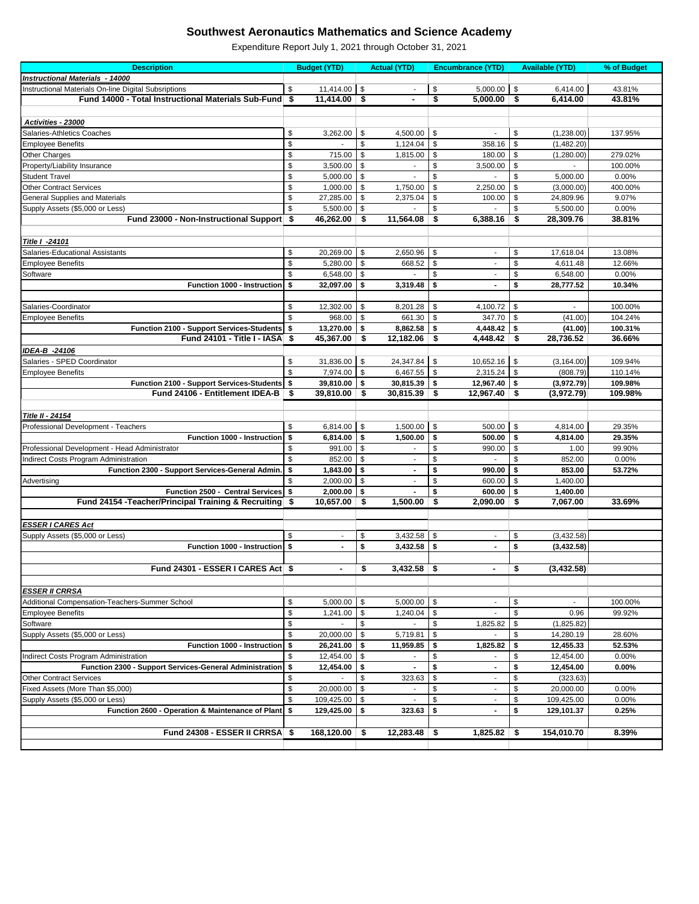# Southwest Aeronautics Mathematics and Science Academy

Expenditure Report July 1, 2021 through October 31, 2021

| Description | Budget (YTD) | Actual (YTD) | Encumbrance (YTD) | Available (YTD) | % of Budget |
|---|---|---|---|---|---|
| ***Instructional Materials - 14000*** | | | | | |
| Instructional Materials On-line Digital Subsriptions | $ 11,414.00 | $ - | $ 5,000.00 | $ 6,414.00 | 43.81% |
| **Fund 14000 - Total Instructional Materials Sub-Fund** | **$ 11,414.00** | **$ -** | **$ 5,000.00** | **$ 6,414.00** | **43.81%** |
| | | | | | |
| ***Activities - 23000*** | | | | | |
| Salaries-Athletics Coaches | $ 3,262.00 | $ 4,500.00 | $ - | $ (1,238.00) | 137.95% |
| Employee Benefits | $ - | $ 1,124.04 | $ 358.16 | $ (1,482.20) | |
| Other Charges | $ 715.00 | $ 1,815.00 | $ 180.00 | $ (1,280.00) | 279.02% |
| Property/Liability Insurance | $ 3,500.00 | $ - | $ 3,500.00 | $ - | 100.00% |
| Student Travel | $ 5,000.00 | $ - | $ - | $ 5,000.00 | 0.00% |
| Other Contract Services | $ 1,000.00 | $ 1,750.00 | $ 2,250.00 | $ (3,000.00) | 400.00% |
| General Supplies and Materials | $ 27,285.00 | $ 2,375.04 | $ 100.00 | $ 24,809.96 | 9.07% |
| Supply Assets ($5,000 or Less) | $ 5,500.00 | $ - | $ - | $ 5,500.00 | 0.00% |
| **Fund 23000 - Non-Instructional Support** | **$ 46,262.00** | **$ 11,564.08** | **$ 6,388.16** | **$ 28,309.76** | **38.81%** |
| | | | | | |
| ***Title I -24101*** | | | | | |
| Salaries-Educational Assistants | $ 20,269.00 | $ 2,650.96 | $ - | $ 17,618.04 | 13.08% |
| Employee Benefits | $ 5,280.00 | $ 668.52 | $ - | $ 4,611.48 | 12.66% |
| Software | $ 6,548.00 | $ - | $ - | $ 6,548.00 | 0.00% |
| **Function 1000 - Instruction** | **$ 32,097.00** | **$ 3,319.48** | **$ -** | **$ 28,777.52** | **10.34%** |
| | | | | | |
| Salaries-Coordinator | $ 12,302.00 | $ 8,201.28 | $ 4,100.72 | $ - | 100.00% |
| Employee Benefits | $ 968.00 | $ 661.30 | $ 347.70 | $ (41.00) | 104.24% |
| **Function 2100 - Support Services-Students** | **$ 13,270.00** | **$ 8,862.58** | **$ 4,448.42** | **$ (41.00)** | **100.31%** |
| **Fund 24101 - Title I - IASA** | **$ 45,367.00** | **$ 12,182.06** | **$ 4,448.42** | **$ 28,736.52** | **36.66%** |
| ***IDEA-B -24106*** | | | | | |
| Salaries - SPED Coordinator | $ 31,836.00 | $ 24,347.84 | $ 10,652.16 | $ (3,164.00) | 109.94% |
| Employee Benefits | $ 7,974.00 | $ 6,467.55 | $ 2,315.24 | $ (808.79) | 110.14% |
| **Function 2100 - Support Services-Students** | **$ 39,810.00** | **$ 30,815.39** | **$ 12,967.40** | **$ (3,972.79)** | **109.98%** |
| **Fund 24106 - Entitlement IDEA-B** | **$ 39,810.00** | **$ 30,815.39** | **$ 12,967.40** | **$ (3,972.79)** | **109.98%** |
| | | | | | |
| ***Title II - 24154*** | | | | | |
| Professional Development - Teachers | $ 6,814.00 | $ 1,500.00 | $ 500.00 | $ 4,814.00 | 29.35% |
| **Function 1000 - Instruction** | **$ 6,814.00** | **$ 1,500.00** | **$ 500.00** | **$ 4,814.00** | **29.35%** |
| Professional Development - Head Administrator | $ 991.00 | $ - | $ 990.00 | $ 1.00 | 99.90% |
| Indirect Costs Program Administration | $ 852.00 | $ - | $ - | $ 852.00 | 0.00% |
| **Function 2300 - Support Services-General Admin.** | **$ 1,843.00** | **$ -** | **$ 990.00** | **$ 853.00** | **53.72%** |
| Advertising | $ 2,000.00 | $ - | $ 600.00 | $ 1,400.00 | |
| **Function 2500 - Central Services** | **$ 2,000.00** | **$ -** | **$ 600.00** | **$ 1,400.00** | |
| **Fund 24154 -Teacher/Principal Training & Recruiting** | **$ 10,657.00** | **$ 1,500.00** | **$ 2,090.00** | **$ 7,067.00** | **33.69%** |
| | | | | | |
| ***ESSER I CARES Act*** | | | | | |
| Supply Assets ($5,000 or Less) | $ - | $ 3,432.58 | $ - | $ (3,432.58) | |
| **Function 1000 - Instruction** | **$ -** | **$ 3,432.58** | **$ -** | **$ (3,432.58)** | |
| | | | | | |
| **Fund 24301 - ESSER I CARES Act** | **$ -** | **$ 3,432.58** | **$ -** | **$ (3,432.58)** | |
| | | | | | |
| ***ESSER II CRRSA*** | | | | | |
| Additional Compensation-Teachers-Summer School | $ 5,000.00 | $ 5,000.00 | $ - | $ - | 100.00% |
| Employee Benefits | $ 1,241.00 | $ 1,240.04 | $ - | $ 0.96 | 99.92% |
| Software | $ - | $ - | $ 1,825.82 | $ (1,825.82) | |
| Supply Assets ($5,000 or Less) | $ 20,000.00 | $ 5,719.81 | $ - | $ 14,280.19 | 28.60% |
| **Function 1000 - Instruction** | **$ 26,241.00** | **$ 11,959.85** | **$ 1,825.82** | **$ 12,455.33** | **52.53%** |
| Indirect Costs Program Administration | $ 12,454.00 | $ - | $ - | $ 12,454.00 | 0.00% |
| **Function 2300 - Support Services-General Administration** | **$ 12,454.00** | **$ -** | **$ -** | **$ 12,454.00** | **0.00%** |
| Other Contract Services | $ - | $ 323.63 | $ - | $ (323.63) | |
| Fixed Assets (More Than $5,000) | $ 20,000.00 | $ - | $ - | $ 20,000.00 | 0.00% |
| Supply Assets ($5,000 or Less) | $ 109,425.00 | $ - | $ - | $ 109,425.00 | 0.00% |
| **Function 2600 - Operation & Maintenance of Plant** | **$ 129,425.00** | **$ 323.63** | **$ -** | **$ 129,101.37** | **0.25%** |
| | | | | | |
| **Fund 24308 - ESSER II CRRSA** | **$ 168,120.00** | **$ 12,283.48** | **$ 1,825.82** | **$ 154,010.70** | **8.39%** |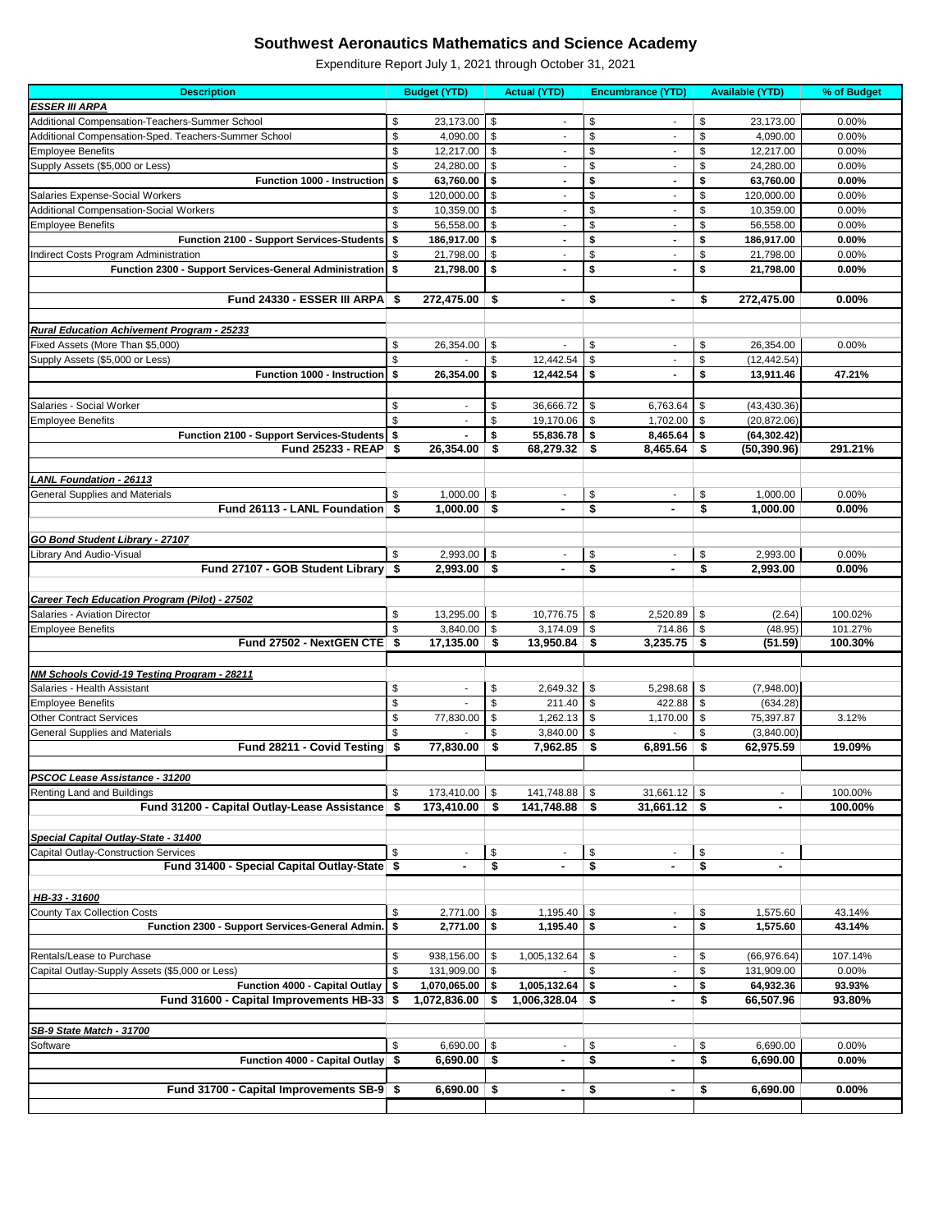# Southwest Aeronautics Mathematics and Science Academy

Expenditure Report July 1, 2021 through October 31, 2021

| Description | Budget (YTD) | Actual (YTD) | Encumbrance (YTD) | Available (YTD) | % of Budget |
|---|---|---|---|---|---|
| ***ESSER III ARPA*** | | | | | |
| Additional Compensation-Teachers-Summer School | $ 23,173.00 | $ - | $ - | $ 23,173.00 | 0.00% |
| Additional Compensation-Sped. Teachers-Summer School | $ 4,090.00 | $ - | $ - | $ 4,090.00 | 0.00% |
| Employee Benefits | $ 12,217.00 | $ - | $ - | $ 12,217.00 | 0.00% |
| Supply Assets ($5,000 or Less) | $ 24,280.00 | $ - | $ - | $ 24,280.00 | 0.00% |
| **Function 1000 - Instruction** | **$ 63,760.00** | **$ -** | **$ -** | **$ 63,760.00** | **0.00%** |
| Salaries Expense-Social Workers | $ 120,000.00 | $ - | $ - | $ 120,000.00 | 0.00% |
| Additional Compensation-Social Workers | $ 10,359.00 | $ - | $ - | $ 10,359.00 | 0.00% |
| Employee Benefits | $ 56,558.00 | $ - | $ - | $ 56,558.00 | 0.00% |
| **Function 2100 - Support Services-Students** | **$ 186,917.00** | **$ -** | **$ -** | **$ 186,917.00** | **0.00%** |
| Indirect Costs Program Administration | $ 21,798.00 | $ - | $ - | $ 21,798.00 | 0.00% |
| **Function 2300 - Support Services-General Administration** | **$ 21,798.00** | **$ -** | **$ -** | **$ 21,798.00** | **0.00%** |
| | | | | | |
| **Fund 24330 - ESSER III ARPA** | **$ 272,475.00** | **$ -** | **$ -** | **$ 272,475.00** | **0.00%** |
| | | | | | |
| ***Rural Education Achivement Program - 25233*** | | | | | |
| Fixed Assets (More Than $5,000) | $ 26,354.00 | $ - | $ - | $ 26,354.00 | 0.00% |
| Supply Assets ($5,000 or Less) | $ - | $ 12,442.54 | $ - | $ (12,442.54) | |
| **Function 1000 - Instruction** | **$ 26,354.00** | **$ 12,442.54** | **$ -** | **$ 13,911.46** | **47.21%** |
| | | | | | |
| Salaries - Social Worker | $ - | $ 36,666.72 | $ 6,763.64 | $ (43,430.36) | |
| Employee Benefits | $ - | $ 19,170.06 | $ 1,702.00 | $ (20,872.06) | |
| **Function 2100 - Support Services-Students** | **$ -** | **$ 55,836.78** | **$ 8,465.64** | **$ (64,302.42)** | |
| **Fund 25233 - REAP** | **$ 26,354.00** | **$ 68,279.32** | **$ 8,465.64** | **$ (50,390.96)** | **291.21%** |
| | | | | | |
| ***LANL Foundation - 26113*** | | | | | |
| General Supplies and Materials | $ 1,000.00 | $ - | $ - | $ 1,000.00 | 0.00% |
| **Fund 26113 - LANL Foundation** | **$ 1,000.00** | **$ -** | **$ -** | **$ 1,000.00** | **0.00%** |
| | | | | | |
| ***GO Bond Student Library - 27107*** | | | | | |
| Library And Audio-Visual | $ 2,993.00 | $ - | $ - | $ 2,993.00 | 0.00% |
| **Fund 27107 - GOB Student Library** | **$ 2,993.00** | **$ -** | **$ -** | **$ 2,993.00** | **0.00%** |
| | | | | | |
| ***Career Tech Education Program (Pilot) - 27502*** | | | | | |
| Salaries - Aviation Director | $ 13,295.00 | $ 10,776.75 | $ 2,520.89 | $ (2.64) | 100.02% |
| Employee Benefits | $ 3,840.00 | $ 3,174.09 | $ 714.86 | $ (48.95) | 101.27% |
| **Fund 27502 - NextGEN CTE** | **$ 17,135.00** | **$ 13,950.84** | **$ 3,235.75** | **$ (51.59)** | **100.30%** |
| | | | | | |
| ***NM Schools Covid-19 Testing Program - 28211*** | | | | | |
| Salaries - Health Assistant | $ - | $ 2,649.32 | $ 5,298.68 | $ (7,948.00) | |
| Employee Benefits | $ - | $ 211.40 | $ 422.88 | $ (634.28) | |
| Other Contract Services | $ 77,830.00 | $ 1,262.13 | $ 1,170.00 | $ 75,397.87 | 3.12% |
| General Supplies and Materials | $ - | $ 3,840.00 | $ - | $ (3,840.00) | |
| **Fund 28211 - Covid Testing** | **$ 77,830.00** | **$ 7,962.85** | **$ 6,891.56** | **$ 62,975.59** | **19.09%** |
| | | | | | |
| ***PSCOC Lease Assistance - 31200*** | | | | | |
| Renting Land and Buildings | $ 173,410.00 | $ 141,748.88 | $ 31,661.12 | $ - | 100.00% |
| **Fund 31200 - Capital Outlay-Lease Assistance** | **$ 173,410.00** | **$ 141,748.88** | **$ 31,661.12** | **$ -** | **100.00%** |
| | | | | | |
| ***Special Capital Outlay-State - 31400*** | | | | | |
| Capital Outlay-Construction Services | $ - | $ - | $ - | $ - | |
| **Fund 31400 - Special Capital Outlay-State** | **$ -** | **$ -** | **$ -** | **$ -** | |
| | | | | | |
| ***HB-33 - 31600*** | | | | | |
| County Tax Collection Costs | $ 2,771.00 | $ 1,195.40 | $ - | $ 1,575.60 | 43.14% |
| **Function 2300 - Support Services-General Admin.** | **$ 2,771.00** | **$ 1,195.40** | **$ -** | **$ 1,575.60** | **43.14%** |
| | | | | | |
| Rentals/Lease to Purchase | $ 938,156.00 | $ 1,005,132.64 | $ - | $ (66,976.64) | 107.14% |
| Capital Outlay-Supply Assets ($5,000 or Less) | $ 131,909.00 | $ - | $ - | $ 131,909.00 | 0.00% |
| **Function 4000 - Capital Outlay** | **$ 1,070,065.00** | **$ 1,005,132.64** | **$ -** | **$ 64,932.36** | **93.93%** |
| **Fund 31600 - Capital Improvements HB-33** | **$ 1,072,836.00** | **$ 1,006,328.04** | **$ -** | **$ 66,507.96** | **93.80%** |
| | | | | | |
| ***SB-9 State Match - 31700*** | | | | | |
| Software | $ 6,690.00 | $ - | $ - | $ 6,690.00 | 0.00% |
| **Function 4000 - Capital Outlay** | **$ 6,690.00** | **$ -** | **$ -** | **$ 6,690.00** | **0.00%** |
| | | | | | |
| **Fund 31700 - Capital Improvements SB-9** | **$ 6,690.00** | **$ -** | **$ -** | **$ 6,690.00** | **0.00%** |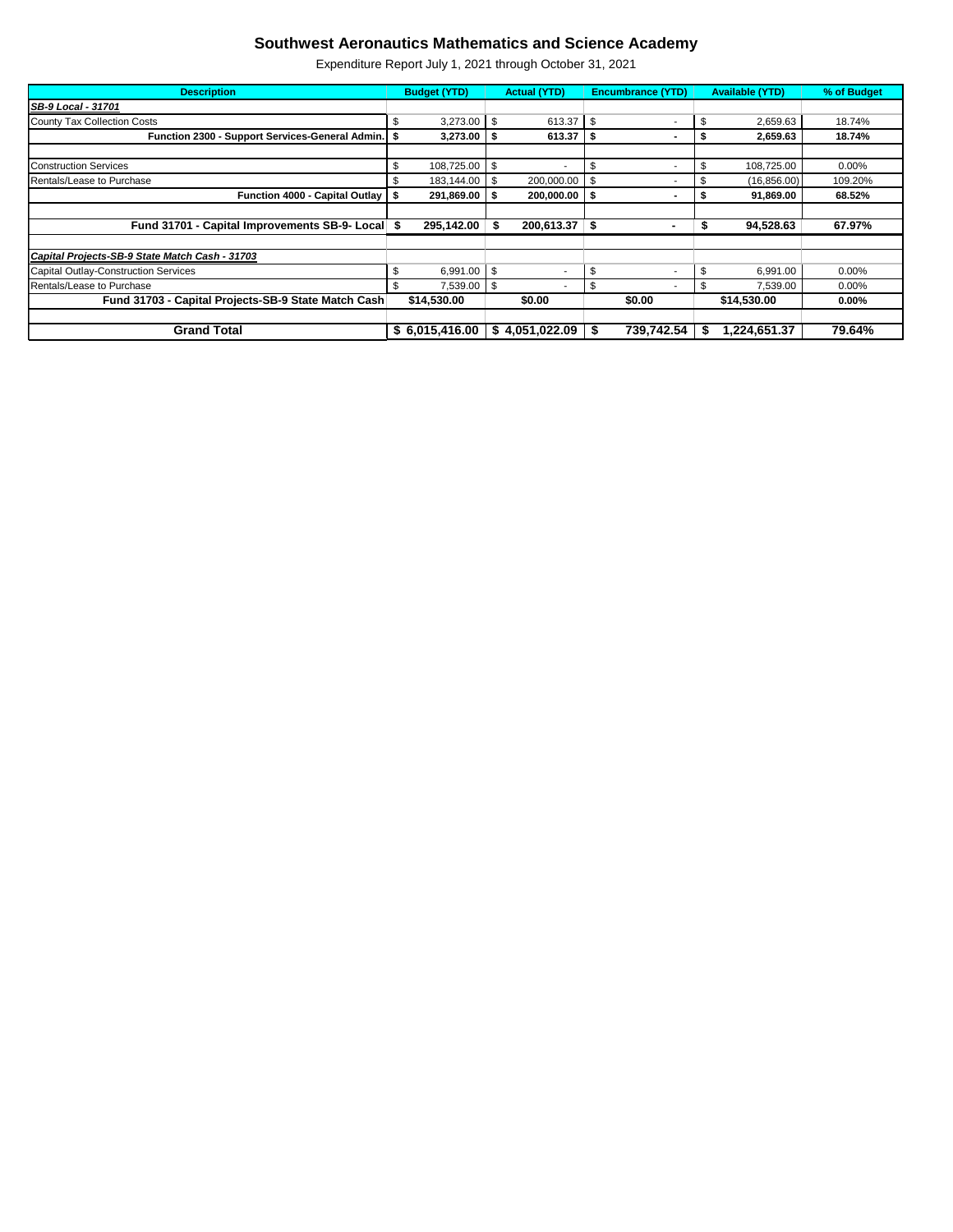# Southwest Aeronautics Mathematics and Science Academy

Expenditure Report July 1, 2021 through October 31, 2021

| Description | Budget (YTD) | Actual (YTD) | Encumbrance (YTD) | Available (YTD) | % of Budget |
|---|---|---|---|---|---|
| ***SB-9 Local - 31701*** | | | | | |
| County Tax Collection Costs | $ 3,273.00 | $ 613.37 | $ - | $ 2,659.63 | 18.74% |
| **Function 2300 - Support Services-General Admin.** | **$ 3,273.00** | **$ 613.37** | **$ -** | **$ 2,659.63** | **18.74%** |
| | | | | | |
| Construction Services | $ 108,725.00 | $ - | $ - | $ 108,725.00 | 0.00% |
| Rentals/Lease to Purchase | $ 183,144.00 | $ 200,000.00 | $ - | $ (16,856.00) | 109.20% |
| **Function 4000 - Capital Outlay** | **$ 291,869.00** | **$ 200,000.00** | **$ -** | **$ 91,869.00** | **68.52%** |
| | | | | | |
| **Fund 31701 - Capital Improvements SB-9- Local** | **$ 295,142.00** | **$ 200,613.37** | **$ -** | **$ 94,528.63** | **67.97%** |
| | | | | | |
| ***Capital Projects-SB-9 State Match Cash - 31703*** | | | | | |
| Capital Outlay-Construction Services | $ 6,991.00 | $ - | $ - | $ 6,991.00 | 0.00% |
| Rentals/Lease to Purchase | $ 7,539.00 | $ - | $ - | $ 7,539.00 | 0.00% |
| **Fund 31703 - Capital Projects-SB-9 State Match Cash** | **$14,530.00** | **$0.00** | **$0.00** | **$14,530.00** | **0.00%** |
| | | | | | |
| **Grand Total** | **$ 6,015,416.00** | **$ 4,051,022.09** | **$ 739,742.54** | **$ 1,224,651.37** | **79.64%** |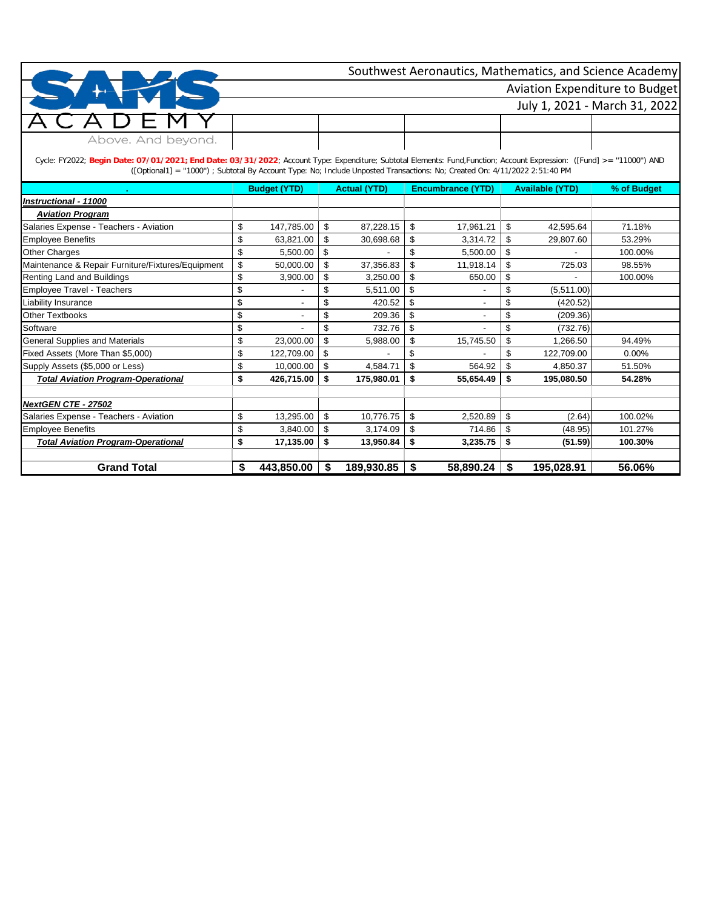Southwest Aeronautics, Mathematics, and Science Academy

Aviation Expenditure to Budget

July 1, 2021 - March 31, 2022

SAMS ACADEMY

Above. And beyond.

Cycle: FY2022; **Begin Date: 07/01/2021; End Date: 03/31/2022**; Account Type: Expenditure; Subtotal Elements: Fund,Function; Account Expression: ([Fund] >= "11000") AND ([Optional1] = "1000") ; Subtotal By Account Type: No; Include Unposted Transactions: No; Created On: 4/11/2022 2:51:40 PM

| . | Budget (YTD) | Actual (YTD) | Encumbrance (YTD) | Available (YTD) | % of Budget |
|---|---|---|---|---|---|
| ***Instructional - 11000*** | | | | | |
| ***Aviation Program*** | | | | | |
| Salaries Expense - Teachers - Aviation | $ 147,785.00 | $ 87,228.15 | $ 17,961.21 | $ 42,595.64 | 71.18% |
| Employee Benefits | $ 63,821.00 | $ 30,698.68 | $ 3,314.72 | $ 29,807.60 | 53.29% |
| Other Charges | $ 5,500.00 | $ - | $ 5,500.00 | $ - | 100.00% |
| Maintenance & Repair Furniture/Fixtures/Equipment | $ 50,000.00 | $ 37,356.83 | $ 11,918.14 | $ 725.03 | 98.55% |
| Renting Land and Buildings | $ 3,900.00 | $ 3,250.00 | $ 650.00 | $ - | 100.00% |
| Employee Travel - Teachers | $ - | $ 5,511.00 | $ - | $ (5,511.00) | |
| Liability Insurance | $ - | $ 420.52 | $ - | $ (420.52) | |
| Other Textbooks | $ - | $ 209.36 | $ - | $ (209.36) | |
| Software | $ - | $ 732.76 | $ - | $ (732.76) | |
| General Supplies and Materials | $ 23,000.00 | $ 5,988.00 | $ 15,745.50 | $ 1,266.50 | 94.49% |
| Fixed Assets (More Than $5,000) | $ 122,709.00 | $ - | $ - | $ 122,709.00 | 0.00% |
| Supply Assets ($5,000 or Less) | $ 10,000.00 | $ 4,584.71 | $ 564.92 | $ 4,850.37 | 51.50% |
| ***Total Aviation Program-Operational*** | **$ 426,715.00** | **$ 175,980.01** | **$ 55,654.49** | **$ 195,080.50** | **54.28%** |
| | | | | | |
| ***NextGEN CTE - 27502*** | | | | | |
| Salaries Expense - Teachers - Aviation | $ 13,295.00 | $ 10,776.75 | $ 2,520.89 | $ (2.64) | 100.02% |
| Employee Benefits | $ 3,840.00 | $ 3,174.09 | $ 714.86 | $ (48.95) | 101.27% |
| ***Total Aviation Program-Operational*** | **$ 17,135.00** | **$ 13,950.84** | **$ 3,235.75** | **$ (51.59)** | **100.30%** |
| | | | | | |
| **Grand Total** | **$ 443,850.00** | **$ 189,930.85** | **$ 58,890.24** | **$ 195,028.91** | **56.06%** |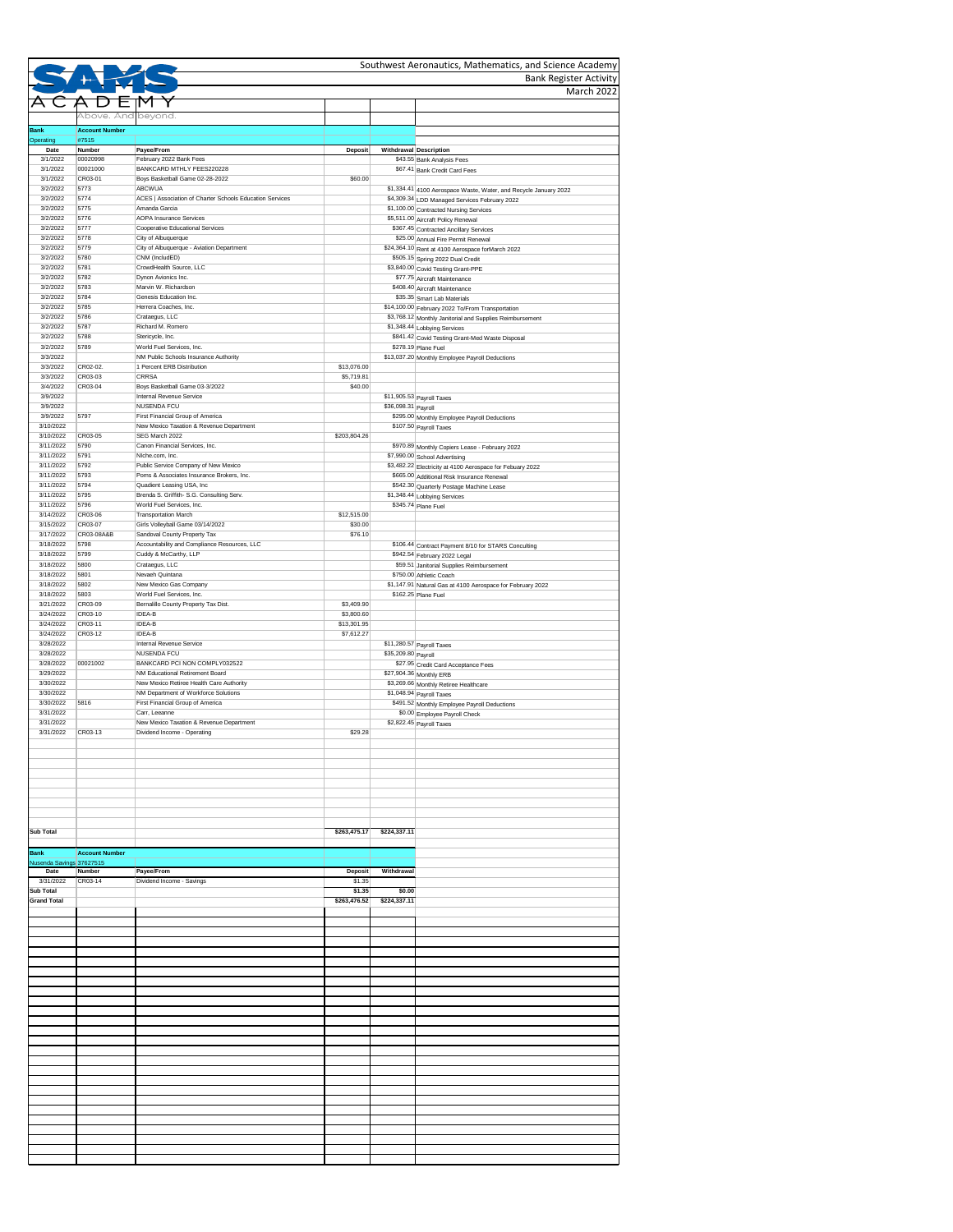# Southwest Aeronautics, Mathematics, and Science Academy

## Bank Register Activity

### March 2022

SAMS ACADEMY — Above. And beyond.

| Bank | Account Number | | | | |
|---|---|---|---|---|---|
| Operating | #7518 | | | | |
| Date | Number | Payee/From | Deposit | Withdrawal | Description |
| 3/1/2022 | 00020998 | February 2022 Bank Fees | | $43.55 | Bank Analysis Fees |
| 3/1/2022 | 00021000 | BANKCARD MTHLY FEES220228 | | $67.41 | Bank Credit Card Fees |
| 3/1/2022 | CR03-01 | Boys Basketball Game 02-28-2022 | $60.00 | | |
| 3/2/2022 | 5773 | ABCWUA | | $1,334.41 | 4100 Aerospace Waste, Water, and Recycle January 2022 |
| 3/2/2022 | 5774 | ACES \| Association of Charter Schools Education Services | | $4,309.34 | LDD Managed Services February 2022 |
| 3/2/2022 | 5775 | Amanda Garcia | | $1,100.00 | Contracted Nursing Services |
| 3/2/2022 | 5776 | AOPA Insurance Services | | $5,511.00 | Aircraft Policy Renewal |
| 3/2/2022 | 5777 | Cooperative Educational Services | | $367.45 | Contracted Ancillary Services |
| 3/2/2022 | 5778 | City of Albuquerque | | $25.00 | Annual Fire Permit Renewal |
| 3/2/2022 | 5779 | City of Albuquerque - Aviation Department | | $24,364.10 | Rent at 4100 Aerospace forMarch 2022 |
| 3/2/2022 | 5780 | CNM (IncludED) | | $505.15 | Spring 2022 Dual Credit |
| 3/2/2022 | 5781 | CrowdHealth Source, LLC | | $3,840.00 | Covid Testing Grant-PPE |
| 3/2/2022 | 5782 | Dynon Avionics Inc. | | $77.75 | Aircraft Maintenance |
| 3/2/2022 | 5783 | Marvin W. Richardson | | $408.40 | Aircraft Maintenance |
| 3/2/2022 | 5784 | Genesis Education Inc. | | $35.35 | Smart Lab Materials |
| 3/2/2022 | 5785 | Herrera Coaches, Inc. | | $14,100.00 | February 2022 To/From Transportation |
| 3/2/2022 | 5786 | Crataegus, LLC | | $3,768.12 | Monthly Janitorial and Supplies Reimbursement |
| 3/2/2022 | 5787 | Richard M. Romero | | $1,348.44 | Lobbying Services |
| 3/2/2022 | 5788 | Stericycle, Inc. | | $841.42 | Covid Testing Grant-Med Waste Disposal |
| 3/2/2022 | 5789 | World Fuel Services, Inc. | | $278.19 | Plane Fuel |
| 3/3/2022 | | NM Public Schools Insurance Authority | | $13,037.20 | Monthly Employee Payroll Deductions |
| 3/3/2022 | CR02-02 | 1 Percent ERB Distribution | $13,076.00 | | |
| 3/3/2022 | CR03-03 | CRRSA | $5,719.81 | | |
| 3/4/2022 | CR03-04 | Boys Basketball Game 03-3/2022 | $40.00 | | |
| 3/9/2022 | | Internal Revenue Service | | $11,905.53 | Payroll Taxes |
| 3/9/2022 | | NUSENDA FCU | | $36,098.31 | Payroll |
| 3/9/2022 | 5797 | First Financial Group of America | | $295.00 | Monthly Employee Payroll Deductions |
| 3/10/2022 | | New Mexico Taxation & Revenue Department | | $107.50 | Payroll Taxes |
| 3/10/2022 | CR03-05 | SEG March 2022 | $203,804.26 | | |
| 3/11/2022 | 5790 | Canon Financial Services, Inc. | | $970.89 | Monthly Copiers Lease - February 2022 |
| 3/11/2022 | 5791 | Niche.com, Inc. | | $7,990.00 | School Advertising |
| 3/11/2022 | 5792 | Public Service Company of New Mexico | | $3,482.22 | Electricity at 4100 Aerospace for Febuary 2022 |
| 3/11/2022 | 5793 | Poms & Associates Insurance Brokers, Inc. | | $665.00 | Additional Risk Insurance Renewal |
| 3/11/2022 | 5794 | Quadient Leasing USA, Inc | | $542.30 | Quarterly Postage Machine Lease |
| 3/11/2022 | 5795 | Brenda S. Griffith- S.G. Consulting Serv. | | $1,348.44 | Lobbying Services |
| 3/11/2022 | 5796 | World Fuel Services, Inc. | | $345.74 | Plane Fuel |
| 3/14/2022 | CR03-06 | Transportation March | $12,515.00 | | |
| 3/15/2022 | CR03-07 | Girls Volleyball Game 03/14/2022 | $30.00 | | |
| 3/17/2022 | CR03-08A&B | Sandoval County Property Tax | $76.10 | | |
| 3/18/2022 | 5798 | Accountability and Compliance Resources, LLC | | $106.44 | Contract Payment 8/10 for STARS Consulting |
| 3/18/2022 | 5799 | Cuddy & McCarthy, LLP | | $942.54 | February 2022 Legal |
| 3/18/2022 | 5800 | Crataegus, LLC | | $59.51 | Janitorial Supplies Reimbursement |
| 3/18/2022 | 5801 | Nevaeh Quintana | | $750.00 | Athletic Coach |
| 3/18/2022 | 5802 | New Mexico Gas Company | | $1,147.91 | Natural Gas at 4100 Aerospace for February 2022 |
| 3/18/2022 | 5803 | World Fuel Services, Inc. | | $162.25 | Plane Fuel |
| 3/21/2022 | CR03-09 | Bernalillo County Property Tax Dist. | $3,409.90 | | |
| 3/24/2022 | CR03-10 | IDEA-B | $3,800.60 | | |
| 3/24/2022 | CR03-11 | IDEA-B | $13,301.95 | | |
| 3/24/2022 | CR03-12 | IDEA-B | $7,612.27 | | |
| 3/28/2022 | | Internal Revenue Service | | $11,280.57 | Payroll Taxes |
| 3/28/2022 | | NUSENDA FCU | | $35,209.80 | Payroll |
| 3/28/2022 | 00021002 | BANKCARD PCI NON COMPLY032522 | | $27.95 | Credit Card Acceptance Fees |
| 3/29/2022 | | NM Educational Retirement Board | | $27,904.36 | Monthly ERB |
| 3/30/2022 | | New Mexico Retiree Health Care Authority | | $3,269.66 | Monthly Retiree Healthcare |
| 3/30/2022 | | NM Department of Workforce Solutions | | $1,048.94 | Payroll Taxes |
| 3/30/2022 | 5816 | First Financial Group of America | | $491.52 | Monthly Employee Payroll Deductions |
| 3/31/2022 | | Carr, Leeanne | | $0.00 | Employee Payroll Check |
| 3/31/2022 | | New Mexico Taxation & Revenue Department | | $2,822.45 | Payroll Taxes |
| 3/31/2022 | CR03-13 | Dividend Income - Operating | $29.28 | | |
| Sub Total | | | $263,475.17 | $224,337.11 | |

| Bank | Account Number | | | |
|---|---|---|---|---|
| Nusenda Savings | 37627515 | | | |
| Date | Number | Payee/From | Deposit | Withdrawal |
| 3/31/2022 | CR03-14 | Dividend Income - Savings | $1.35 | |
| Sub Total | | | $1.35 | $0.00 |
| Grand Total | | | $263,476.52 | $224,337.11 |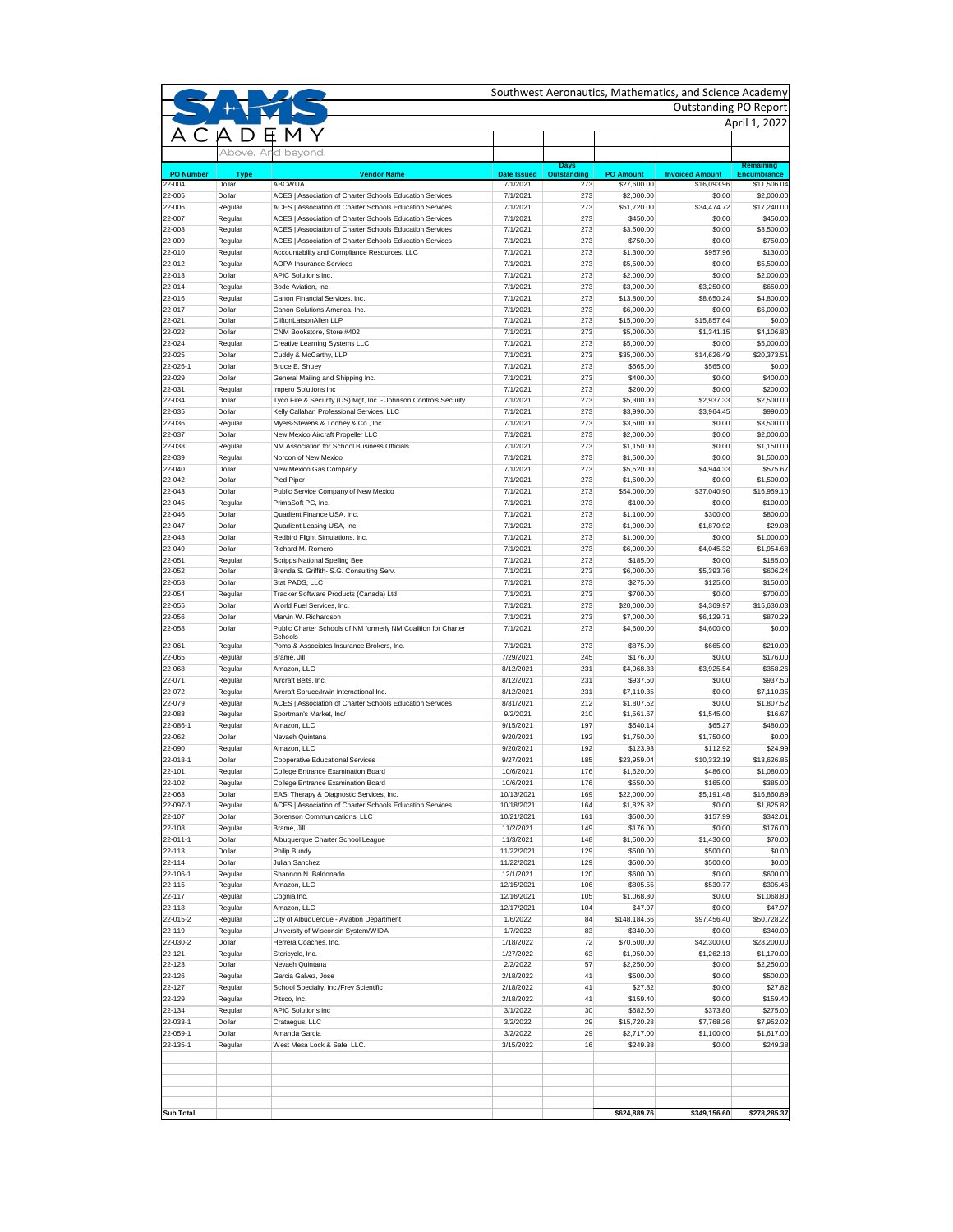# Southwest Aeronautics, Mathematics, and Science Academy

## Outstanding PO Report

April 1, 2022

| PO Number | Type | Vendor Name | Date Issued | Days Outstanding | PO Amount | Invoiced Amount | Remaining Encumbrance |
|---|---|---|---|---|---|---|---|
| 22-004 | Dollar | ABCWUA | 7/1/2021 | 273 | $27,600.00 | $16,093.96 | $11,506.04 |
| 22-005 | Dollar | ACES \| Association of Charter Schools Education Services | 7/1/2021 | 273 | $2,000.00 | $0.00 | $2,000.00 |
| 22-006 | Regular | ACES \| Association of Charter Schools Education Services | 7/1/2021 | 273 | $51,720.00 | $34,474.72 | $17,240.00 |
| 22-007 | Regular | ACES \| Association of Charter Schools Education Services | 7/1/2021 | 273 | $450.00 | $0.00 | $450.00 |
| 22-008 | Regular | ACES \| Association of Charter Schools Education Services | 7/1/2021 | 273 | $3,500.00 | $0.00 | $3,500.00 |
| 22-009 | Regular | ACES \| Association of Charter Schools Education Services | 7/1/2021 | 273 | $750.00 | $0.00 | $750.00 |
| 22-010 | Regular | Accountability and Compliance Resources, LLC | 7/1/2021 | 273 | $1,300.00 | $957.96 | $130.00 |
| 22-012 | Regular | AOPA Insurance Services | 7/1/2021 | 273 | $5,500.00 | $0.00 | $5,500.00 |
| 22-013 | Dollar | APIC Solutions Inc. | 7/1/2021 | 273 | $2,000.00 | $0.00 | $2,000.00 |
| 22-014 | Regular | Bode Aviation, Inc. | 7/1/2021 | 273 | $3,900.00 | $3,250.00 | $650.00 |
| 22-016 | Regular | Canon Financial Services, Inc. | 7/1/2021 | 273 | $13,800.00 | $8,650.24 | $4,800.00 |
| 22-017 | Dollar | Canon Solutions America, Inc. | 7/1/2021 | 273 | $6,000.00 | $0.00 | $6,000.00 |
| 22-021 | Dollar | CliftonLarsonAllen LLP | 7/1/2021 | 273 | $15,000.00 | $15,857.64 | $0.00 |
| 22-022 | Dollar | CNM Bookstore, Store #402 | 7/1/2021 | 273 | $5,000.00 | $1,341.15 | $4,106.80 |
| 22-024 | Regular | Creative Learning Systems LLC | 7/1/2021 | 273 | $5,000.00 | $0.00 | $5,000.00 |
| 22-025 | Dollar | Cuddy & McCarthy, LLP | 7/1/2021 | 273 | $35,000.00 | $14,626.49 | $20,373.51 |
| 22-026-1 | Dollar | Bruce E. Shuey | 7/1/2021 | 273 | $565.00 | $565.00 | $0.00 |
| 22-029 | Dollar | General Mailing and Shipping Inc. | 7/1/2021 | 273 | $400.00 | $0.00 | $400.00 |
| 22-031 | Regular | Impero Solutions Inc | 7/1/2021 | 273 | $200.00 | $0.00 | $200.00 |
| 22-034 | Dollar | Tyco Fire & Security (US) Mgt, Inc. - Johnson Controls Security | 7/1/2021 | 273 | $5,300.00 | $2,937.33 | $2,500.00 |
| 22-035 | Dollar | Kelly Callahan Professional Services, LLC | 7/1/2021 | 273 | $3,990.00 | $3,964.45 | $990.00 |
| 22-036 | Regular | Myers-Stevens & Toohey & Co., Inc. | 7/1/2021 | 273 | $3,500.00 | $0.00 | $3,500.00 |
| 22-037 | Dollar | New Mexico Aircraft Propeller LLC | 7/1/2021 | 273 | $2,000.00 | $0.00 | $2,000.00 |
| 22-038 | Regular | NM Association for School Business Officials | 7/1/2021 | 273 | $1,150.00 | $0.00 | $1,150.00 |
| 22-039 | Regular | Norcon of New Mexico | 7/1/2021 | 273 | $1,500.00 | $0.00 | $1,500.00 |
| 22-040 | Dollar | New Mexico Gas Company | 7/1/2021 | 273 | $5,520.00 | $4,944.33 | $575.67 |
| 22-042 | Dollar | Pied Piper | 7/1/2021 | 273 | $1,500.00 | $0.00 | $1,500.00 |
| 22-043 | Dollar | Public Service Company of New Mexico | 7/1/2021 | 273 | $54,000.00 | $37,040.90 | $16,959.10 |
| 22-045 | Regular | PrimaSoft PC, Inc. | 7/1/2021 | 273 | $100.00 | $0.00 | $100.00 |
| 22-046 | Dollar | Quadient Finance USA, Inc. | 7/1/2021 | 273 | $1,100.00 | $300.00 | $800.00 |
| 22-047 | Dollar | Quadient Leasing USA, Inc | 7/1/2021 | 273 | $1,900.00 | $1,870.92 | $29.08 |
| 22-048 | Dollar | Redbird Flight Simulations, Inc. | 7/1/2021 | 273 | $1,000.00 | $0.00 | $1,000.00 |
| 22-049 | Dollar | Richard M. Romero | 7/1/2021 | 273 | $6,000.00 | $4,045.32 | $1,954.68 |
| 22-051 | Regular | Scripps National Spelling Bee | 7/1/2021 | 273 | $185.00 | $0.00 | $185.00 |
| 22-052 | Dollar | Brenda S. Griffith- S.G. Consulting Serv. | 7/1/2021 | 273 | $6,000.00 | $5,393.76 | $606.24 |
| 22-053 | Dollar | Stat PADS, LLC | 7/1/2021 | 273 | $275.00 | $125.00 | $150.00 |
| 22-054 | Regular | Tracker Software Products (Canada) Ltd | 7/1/2021 | 273 | $700.00 | $0.00 | $700.00 |
| 22-055 | Dollar | World Fuel Services, Inc. | 7/1/2021 | 273 | $20,000.00 | $4,369.97 | $15,630.03 |
| 22-056 | Dollar | Marvin W. Richardson | 7/1/2021 | 273 | $7,000.00 | $6,129.71 | $870.29 |
| 22-058 | Dollar | Public Charter Schools of NM formerly NM Coalition for Charter Schools | 7/1/2021 | 273 | $4,600.00 | $4,600.00 | $0.00 |
| 22-061 | Regular | Poms & Associates Insurance Brokers, Inc. | 7/1/2021 | 273 | $875.00 | $665.00 | $210.00 |
| 22-065 | Regular | Brame, Jill | 7/29/2021 | 245 | $176.00 | $0.00 | $176.00 |
| 22-068 | Regular | Amazon, LLC | 8/12/2021 | 231 | $4,068.33 | $3,925.54 | $358.26 |
| 22-071 | Regular | Aircraft Belts, Inc. | 8/12/2021 | 231 | $937.50 | $0.00 | $937.50 |
| 22-072 | Regular | Aircraft Spruce/Irwin International Inc. | 8/12/2021 | 231 | $7,110.35 | $0.00 | $7,110.35 |
| 22-079 | Regular | ACES \| Association of Charter Schools Education Services | 8/31/2021 | 212 | $1,807.52 | $0.00 | $1,807.52 |
| 22-083 | Regular | Sportman's Market, Inc/ | 9/2/2021 | 210 | $1,561.67 | $1,545.00 | $16.67 |
| 22-086-1 | Regular | Amazon, LLC | 9/15/2021 | 197 | $540.14 | $65.27 | $480.00 |
| 22-062 | Dollar | Nevaeh Quintana | 9/20/2021 | 192 | $1,750.00 | $1,750.00 | $0.00 |
| 22-090 | Regular | Amazon, LLC | 9/20/2021 | 192 | $123.93 | $112.92 | $24.99 |
| 22-018-1 | Dollar | Cooperative Educational Services | 9/27/2021 | 185 | $23,959.04 | $10,332.19 | $13,626.85 |
| 22-101 | Regular | College Entrance Examination Board | 10/6/2021 | 176 | $1,620.00 | $486.00 | $1,080.00 |
| 22-102 | Regular | College Entrance Examination Board | 10/6/2021 | 176 | $550.00 | $165.00 | $385.00 |
| 22-063 | Dollar | EASi Therapy & Diagnostic Services, Inc. | 10/13/2021 | 169 | $22,000.00 | $5,191.48 | $16,860.89 |
| 22-097-1 | Regular | ACES \| Association of Charter Schools Education Services | 10/18/2021 | 164 | $1,825.82 | $0.00 | $1,825.82 |
| 22-107 | Dollar | Sorenson Communications, LLC | 10/21/2021 | 161 | $500.00 | $157.99 | $342.01 |
| 22-108 | Regular | Brame, Jill | 11/2/2021 | 149 | $176.00 | $0.00 | $176.00 |
| 22-011-1 | Dollar | Albuquerque Charter School League | 11/3/2021 | 148 | $1,500.00 | $1,430.00 | $70.00 |
| 22-113 | Dollar | Philip Bundy | 11/22/2021 | 129 | $500.00 | $500.00 | $0.00 |
| 22-114 | Dollar | Julian Sanchez | 11/22/2021 | 129 | $500.00 | $500.00 | $0.00 |
| 22-106-1 | Regular | Shannon N. Baldonado | 12/1/2021 | 120 | $600.00 | $0.00 | $600.00 |
| 22-115 | Regular | Amazon, LLC | 12/15/2021 | 106 | $805.55 | $530.77 | $305.46 |
| 22-117 | Regular | Cognia Inc. | 12/16/2021 | 105 | $1,068.80 | $0.00 | $1,068.80 |
| 22-118 | Regular | Amazon, LLC | 12/17/2021 | 104 | $47.97 | $0.00 | $47.97 |
| 22-015-2 | Regular | City of Albuquerque - Aviation Department | 1/6/2022 | 84 | $148,184.66 | $97,456.40 | $50,728.22 |
| 22-119 | Regular | University of Wisconsin System/WIDA | 1/7/2022 | 83 | $340.00 | $0.00 | $340.00 |
| 22-030-2 | Dollar | Herrera Coaches, Inc. | 1/18/2022 | 72 | $70,500.00 | $42,300.00 | $28,200.00 |
| 22-121 | Regular | Stericycle, Inc. | 1/27/2022 | 63 | $1,950.00 | $1,262.13 | $1,170.00 |
| 22-123 | Dollar | Nevaeh Quintana | 2/2/2022 | 57 | $2,250.00 | $0.00 | $2,250.00 |
| 22-126 | Regular | Garcia Galvez, Jose | 2/18/2022 | 41 | $500.00 | $0.00 | $500.00 |
| 22-127 | Regular | School Specialty, Inc./Frey Scientific | 2/18/2022 | 41 | $27.82 | $0.00 | $27.82 |
| 22-129 | Regular | Pitsco, Inc. | 2/18/2022 | 41 | $159.40 | $0.00 | $159.40 |
| 22-134 | Regular | APIC Solutions Inc | 3/1/2022 | 30 | $682.60 | $373.80 | $275.00 |
| 22-033-1 | Dollar | Crataegus, LLC | 3/2/2022 | 29 | $15,720.28 | $7,768.26 | $7,952.02 |
| 22-059-1 | Dollar | Amanda Garcia | 3/2/2022 | 29 | $2,717.00 | $1,100.00 | $1,617.00 |
| 22-135-1 | Regular | West Mesa Lock & Safe, LLC. | 3/15/2022 | 16 | $249.38 | $0.00 | $249.38 |
| Sub Total | | | | | $624,889.76 | $349,156.60 | $278,285.37 |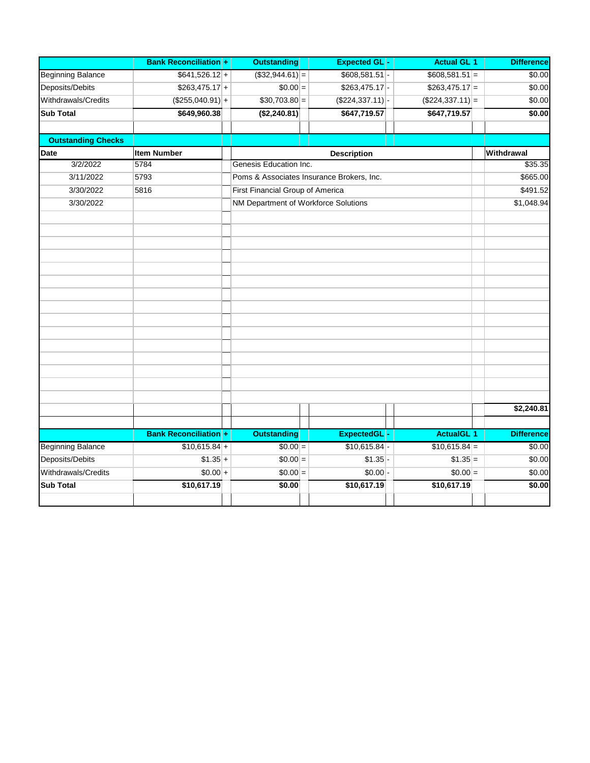| | Bank Reconciliation | + | Outstanding | | Expected GL | - | Actual GL | 1 | Difference |
|---|---|---|---|---|---|---|---|---|---|
| Beginning Balance | $641,526.12 | + | ($32,944.61) | = | $608,581.51 | - | $608,581.51 | = | $0.00 |
| Deposits/Debits | $263,475.17 | + | $0.00 | = | $263,475.17 | - | $263,475.17 | = | $0.00 |
| Withdrawals/Credits | ($255,040.91) | + | $30,703.80 | = | ($224,337.11) | - | ($224,337.11) | = | $0.00 |
| **Sub Total** | **$649,960.38** | | **($2,240.81)** | | **$647,719.57** | | **$647,719.57** | | **$0.00** |

**Outstanding Checks**

| Date | Item Number | Description | Withdrawal |
|---|---|---|---|
| 3/2/2022 | 5784 | Genesis Education Inc. | $35.35 |
| 3/11/2022 | 5793 | Poms & Associates Insurance Brokers, Inc. | $665.00 |
| 3/30/2022 | 5816 | First Financial Group of America | $491.52 |
| 3/30/2022 | | NM Department of Workforce Solutions | $1,048.94 |
| | | | **$2,240.81** |

| | Bank Reconciliation | + | Outstanding | | ExpectedGL | - | ActualGL | 1 | Difference |
|---|---|---|---|---|---|---|---|---|---|
| Beginning Balance | $10,615.84 | + | $0.00 | = | $10,615.84 | - | $10,615.84 | = | $0.00 |
| Deposits/Debits | $1.35 | + | $0.00 | = | $1.35 | - | $1.35 | = | $0.00 |
| Withdrawals/Credits | $0.00 | + | $0.00 | = | $0.00 | - | $0.00 | = | $0.00 |
| **Sub Total** | **$10,617.19** | | **$0.00** | | **$10,617.19** | | **$10,617.19** | | **$0.00** |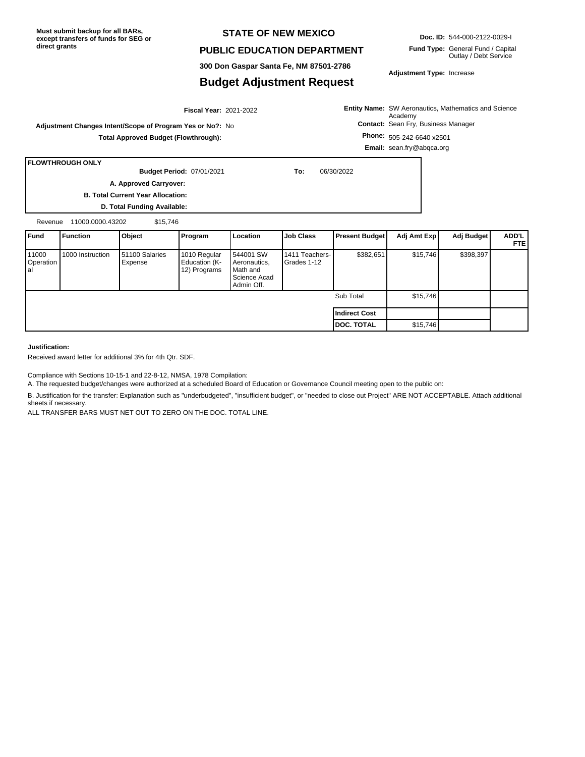Must submit backup for all BARs, except transfers of funds for SEG or direct grants

# STATE OF NEW MEXICO

## PUBLIC EDUCATION DEPARTMENT

300 Don Gaspar Santa Fe, NM 87501-2786

## Budget Adjustment Request

**Doc. ID:** 544-000-2122-0029-I

**Fund Type:** General Fund / Capital Outlay / Debt Service

**Adjustment Type:** Increase

**Fiscal Year:** 2021-2022

**Adjustment Changes Intent/Scope of Program Yes or No?:** No

**Total Approved Budget (Flowthrough):**

**Entity Name:** SW Aeronautics, Mathematics and Science Academy

**Contact:** Sean Fry, Business Manager

**Phone:** 505-242-6640 x2501

**Email:** sean.fry@abqca.org

**FLOWTHROUGH ONLY**

**Budget Period:** 07/01/2021 **To:** 06/30/2022

**A. Approved Carryover:**

**B. Total Current Year Allocation:**

**D. Total Funding Available:**

Revenue 11000.0000.43202 $15,746

| Fund | Function | Object | Program | Location | Job Class | Present Budget | Adj Amt Exp | Adj Budget | ADD'L FTE |
|---|---|---|---|---|---|---|---|---|---|
| 11000 Operational | 1000 Instruction | 51100 Salaries Expense | 1010 Regular Education (K-12) Programs | 544001 SW Aeronautics, Math and Science Acad Admin Off. | 1411 Teachers-Grades 1-12 | $382,651 | $15,746 | $398,397 | |
| | | | | | | Sub Total | $15,746 | | |
| | | | | | | **Indirect Cost** | | | |
| | | | | | | **DOC. TOTAL** | $15,746 | | |

**Justification:**

Received award letter for additional 3% for 4th Qtr. SDF.

Compliance with Sections 10-15-1 and 22-8-12, NMSA, 1978 Compilation:

A. The requested budget/changes were authorized at a scheduled Board of Education or Governance Council meeting open to the public on:

B. Justification for the transfer: Explanation such as "underbudgeted", "insufficient budget", or "needed to close out Project" ARE NOT ACCEPTABLE. Attach additional sheets if necessary.

ALL TRANSFER BARS MUST NET OUT TO ZERO ON THE DOC. TOTAL LINE.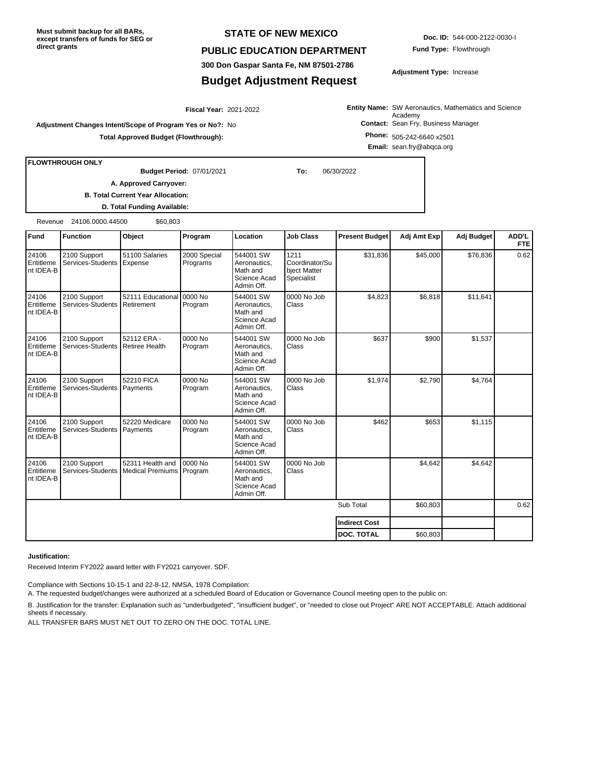Must submit backup for all BARs, except transfers of funds for SEG or direct grants

# STATE OF NEW MEXICO

## PUBLIC EDUCATION DEPARTMENT

**300 Don Gaspar Santa Fe, NM 87501-2786**

## Budget Adjustment Request

**Doc. ID:** 544-000-2122-0030-I

**Fund Type:** Flowthrough

**Adjustment Type:** Increase

**Fiscal Year:** 2021-2022

**Adjustment Changes Intent/Scope of Program Yes or No?:** No

**Total Approved Budget (Flowthrough):**

**Entity Name:** SW Aeronautics, Mathematics and Science Academy

**Contact:** Sean Fry, Business Manager

**Phone:** 505-242-6640 x2501

**Email:** sean.fry@abqca.org

**FLOWTHROUGH ONLY**

**Budget Period:** 07/01/2021 **To:** 06/30/2022

**A. Approved Carryover:**

**B. Total Current Year Allocation:**

**D. Total Funding Available:**

Revenue 24106.0000.44500 $60,803

| Fund | Function | Object | Program | Location | Job Class | Present Budget | Adj Amt Exp | Adj Budget | ADD'L FTE |
|---|---|---|---|---|---|---|---|---|---|
| 24106 Entitlement IDEA-B | 2100 Support Services-Students | 51100 Salaries Expense | 2000 Special Programs | 544001 SW Aeronautics, Math and Science Acad Admin Off. | 1211 Coordinator/Subject Matter Specialist | $31,836 | $45,000 | $76,836 | 0.62 |
| 24106 Entitlement IDEA-B | 2100 Support Services-Students | 52111 Educational Retirement | 0000 No Program | 544001 SW Aeronautics, Math and Science Acad Admin Off. | 0000 No Job Class | $4,823 | $6,818 | $11,641 | |
| 24106 Entitlement IDEA-B | 2100 Support Services-Students | 52112 ERA - Retiree Health | 0000 No Program | 544001 SW Aeronautics, Math and Science Acad Admin Off. | 0000 No Job Class | $637 | $900 | $1,537 | |
| 24106 Entitlement IDEA-B | 2100 Support Services-Students | 52210 FICA Payments | 0000 No Program | 544001 SW Aeronautics, Math and Science Acad Admin Off. | 0000 No Job Class | $1,974 | $2,790 | $4,764 | |
| 24106 Entitlement IDEA-B | 2100 Support Services-Students | 52220 Medicare Payments | 0000 No Program | 544001 SW Aeronautics, Math and Science Acad Admin Off. | 0000 No Job Class | $462 | $653 | $1,115 | |
| 24106 Entitlement IDEA-B | 2100 Support Services-Students | 52311 Health and Medical Premiums | 0000 No Program | 544001 SW Aeronautics, Math and Science Acad Admin Off. | 0000 No Job Class | | $4,642 | $4,642 | |
| | | | | | | Sub Total | $60,803 | | 0.62 |
| | | | | | | **Indirect Cost** | | | |
| | | | | | | **DOC. TOTAL** | $60,803 | | |

**Justification:**

Received Interim FY2022 award letter with FY2021 carryover. SDF.

Compliance with Sections 10-15-1 and 22-8-12, NMSA, 1978 Compilation:

A. The requested budget/changes were authorized at a scheduled Board of Education or Governance Council meeting open to the public on:

B. Justification for the transfer: Explanation such as "underbudgeted", "insufficient budget", or "needed to close out Project" ARE NOT ACCEPTABLE. Attach additional sheets if necessary.

ALL TRANSFER BARS MUST NET OUT TO ZERO ON THE DOC. TOTAL LINE.